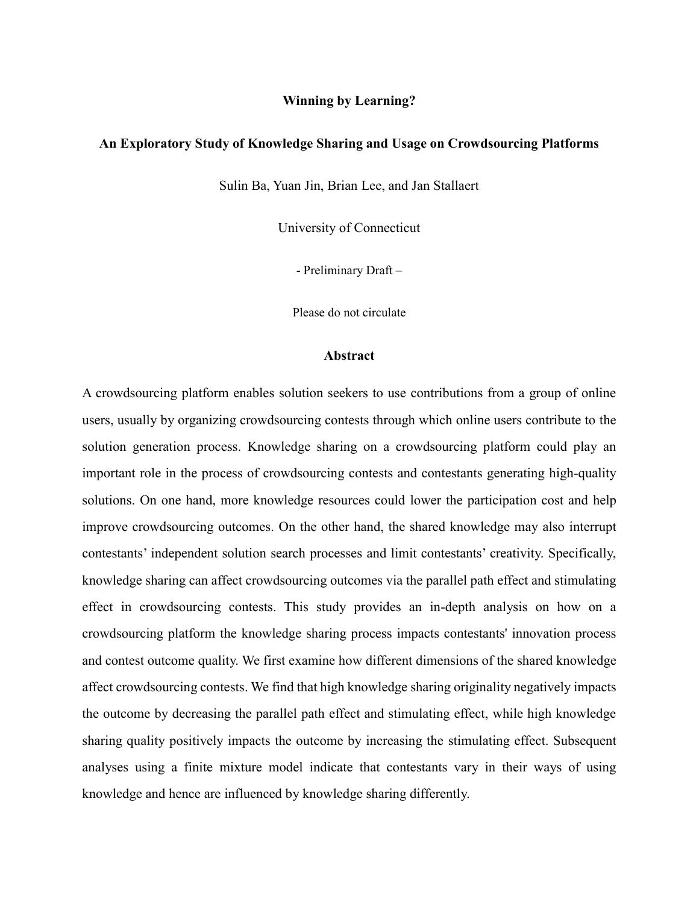**Winning by Learning?**

**An Exploratory Study of Knowledge Sharing and Usage on Crowdsourcing Platforms**

Sulin Ba, Yuan Jin, Brian Lee, and Jan Stallaert

University of Connecticut

- Preliminary Draft –

Please do not circulate

## Abstract

A crowdsourcing platform enables solution seekers to use contributions from a group of online users, usually by organizing crowdsourcing contests through which online users contribute to the solution generation process. Knowledge sharing on a crowdsourcing platform could play an important role in the process of crowdsourcing contests and contestants generating high-quality solutions. On one hand, more knowledge resources could lower the participation cost and help improve crowdsourcing outcomes. On the other hand, the shared knowledge may also interrupt contestants' independent solution search processes and limit contestants' creativity. Specifically, knowledge sharing can affect crowdsourcing outcomes via the parallel path effect and stimulating effect in crowdsourcing contests. This study provides an in-depth analysis on how on a crowdsourcing platform the knowledge sharing process impacts contestants' innovation process and contest outcome quality. We first examine how different dimensions of the shared knowledge affect crowdsourcing contests. We find that high knowledge sharing originality negatively impacts the outcome by decreasing the parallel path effect and stimulating effect, while high knowledge sharing quality positively impacts the outcome by increasing the stimulating effect. Subsequent analyses using a finite mixture model indicate that contestants vary in their ways of using knowledge and hence are influenced by knowledge sharing differently.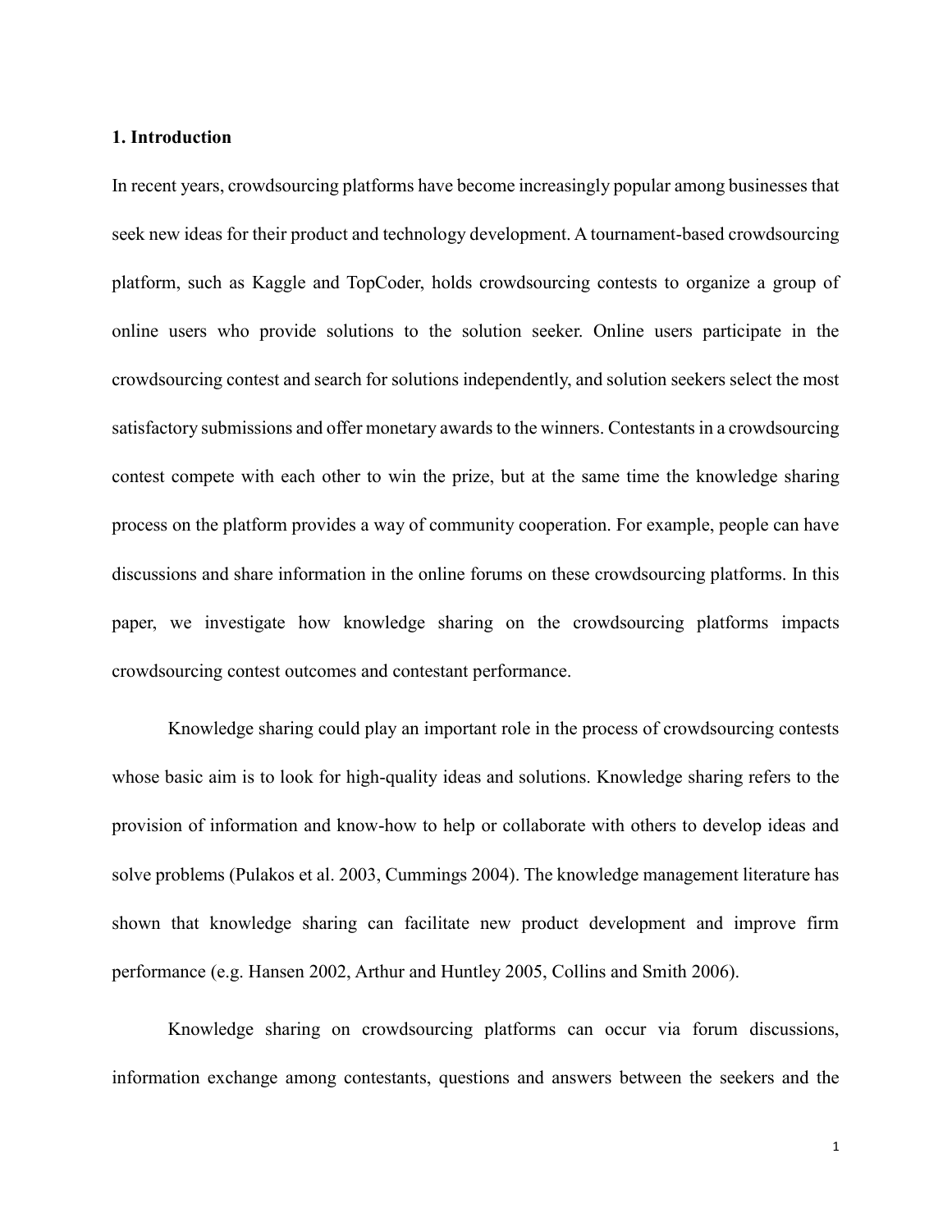## 1. Introduction

In recent years, crowdsourcing platforms have become increasingly popular among businesses that seek new ideas for their product and technology development. A tournament-based crowdsourcing platform, such as Kaggle and TopCoder, holds crowdsourcing contests to organize a group of online users who provide solutions to the solution seeker. Online users participate in the crowdsourcing contest and search for solutions independently, and solution seekers select the most satisfactory submissions and offer monetary awards to the winners. Contestants in a crowdsourcing contest compete with each other to win the prize, but at the same time the knowledge sharing process on the platform provides a way of community cooperation. For example, people can have discussions and share information in the online forums on these crowdsourcing platforms. In this paper, we investigate how knowledge sharing on the crowdsourcing platforms impacts crowdsourcing contest outcomes and contestant performance.

Knowledge sharing could play an important role in the process of crowdsourcing contests whose basic aim is to look for high-quality ideas and solutions. Knowledge sharing refers to the provision of information and know-how to help or collaborate with others to develop ideas and solve problems (Pulakos et al. 2003, Cummings 2004). The knowledge management literature has shown that knowledge sharing can facilitate new product development and improve firm performance (e.g. Hansen 2002, Arthur and Huntley 2005, Collins and Smith 2006).

Knowledge sharing on crowdsourcing platforms can occur via forum discussions, information exchange among contestants, questions and answers between the seekers and the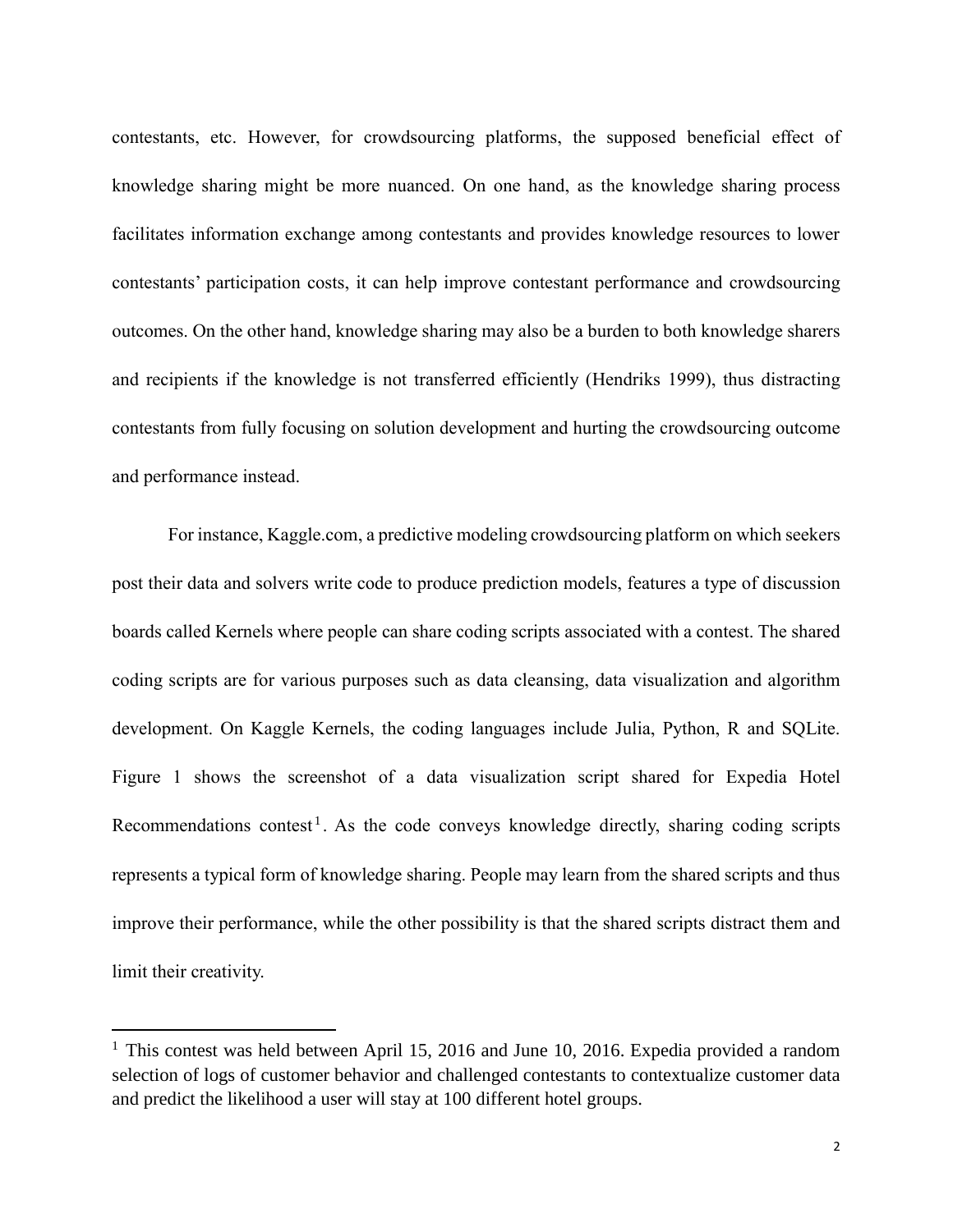contestants, etc. However, for crowdsourcing platforms, the supposed beneficial effect of knowledge sharing might be more nuanced. On one hand, as the knowledge sharing process facilitates information exchange among contestants and provides knowledge resources to lower contestants' participation costs, it can help improve contestant performance and crowdsourcing outcomes. On the other hand, knowledge sharing may also be a burden to both knowledge sharers and recipients if the knowledge is not transferred efficiently (Hendriks 1999), thus distracting contestants from fully focusing on solution development and hurting the crowdsourcing outcome and performance instead.

For instance, Kaggle.com, a predictive modeling crowdsourcing platform on which seekers post their data and solvers write code to produce prediction models, features a type of discussion boards called Kernels where people can share coding scripts associated with a contest. The shared coding scripts are for various purposes such as data cleansing, data visualization and algorithm development. On Kaggle Kernels, the coding languages include Julia, Python, R and SQLite. Figure 1 shows the screenshot of a data visualization script shared for Expedia Hotel Recommendations contest[1]. As the code conveys knowledge directly, sharing coding scripts represents a typical form of knowledge sharing. People may learn from the shared scripts and thus improve their performance, while the other possibility is that the shared scripts distract them and limit their creativity.

---

[1] This contest was held between April 15, 2016 and June 10, 2016. Expedia provided a random selection of logs of customer behavior and challenged contestants to contextualize customer data and predict the likelihood a user will stay at 100 different hotel groups.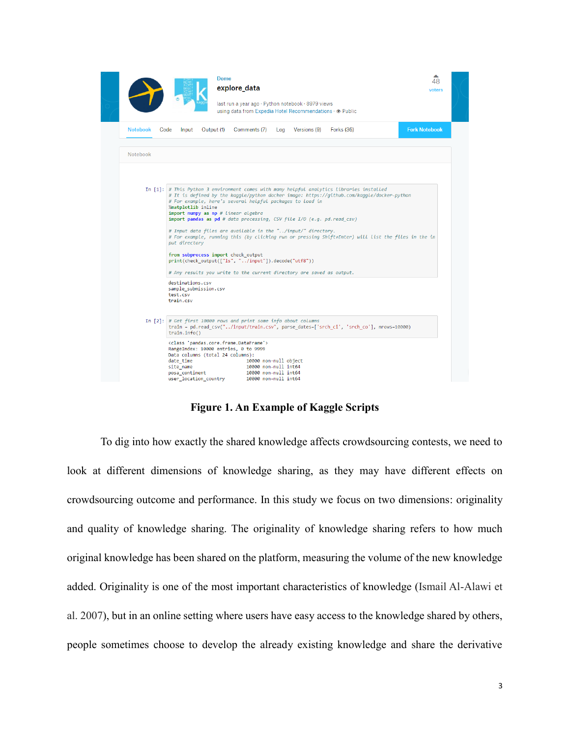Figure 1. An Example of Kaggle Scripts

To dig into how exactly the shared knowledge affects crowdsourcing contests, we need to look at different dimensions of knowledge sharing, as they may have different effects on crowdsourcing outcome and performance. In this study we focus on two dimensions: originality and quality of knowledge sharing. The originality of knowledge sharing refers to how much original knowledge has been shared on the platform, measuring the volume of the new knowledge added. Originality is one of the most important characteristics of knowledge (Ismail Al-Alawi et al. 2007), but in an online setting where users have easy access to the knowledge shared by others, people sometimes choose to develop the already existing knowledge and share the derivative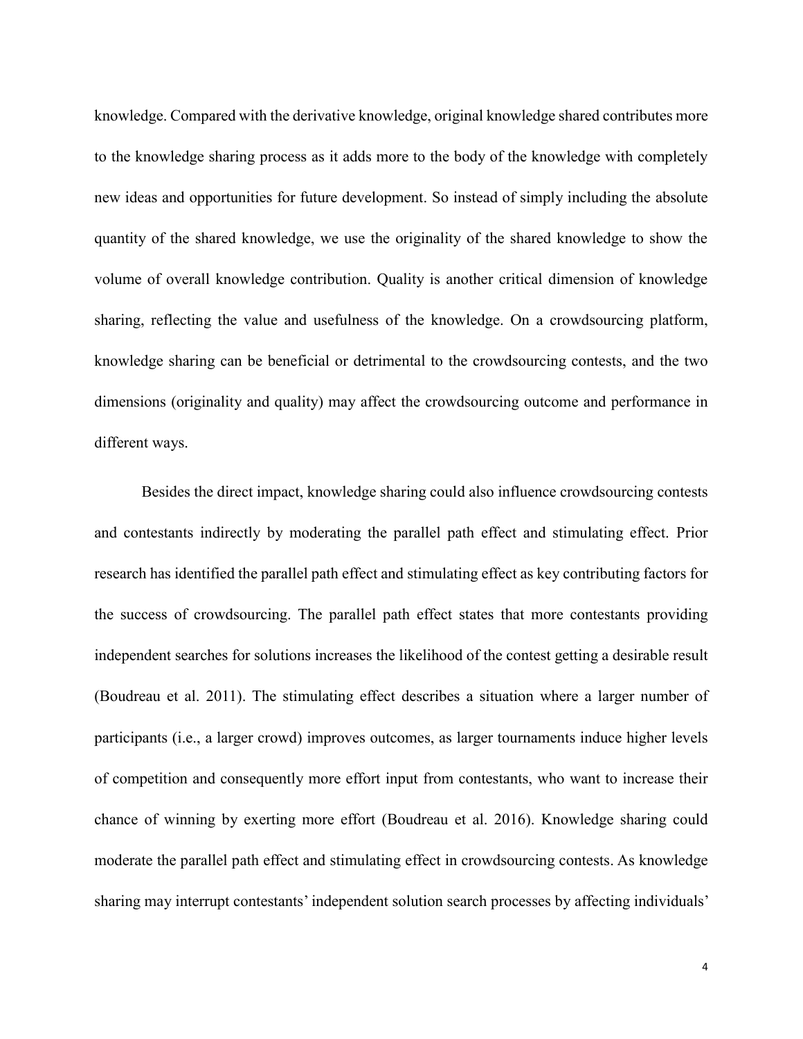knowledge. Compared with the derivative knowledge, original knowledge shared contributes more to the knowledge sharing process as it adds more to the body of the knowledge with completely new ideas and opportunities for future development. So instead of simply including the absolute quantity of the shared knowledge, we use the originality of the shared knowledge to show the volume of overall knowledge contribution. Quality is another critical dimension of knowledge sharing, reflecting the value and usefulness of the knowledge. On a crowdsourcing platform, knowledge sharing can be beneficial or detrimental to the crowdsourcing contests, and the two dimensions (originality and quality) may affect the crowdsourcing outcome and performance in different ways.

Besides the direct impact, knowledge sharing could also influence crowdsourcing contests and contestants indirectly by moderating the parallel path effect and stimulating effect. Prior research has identified the parallel path effect and stimulating effect as key contributing factors for the success of crowdsourcing. The parallel path effect states that more contestants providing independent searches for solutions increases the likelihood of the contest getting a desirable result (Boudreau et al. 2011). The stimulating effect describes a situation where a larger number of participants (i.e., a larger crowd) improves outcomes, as larger tournaments induce higher levels of competition and consequently more effort input from contestants, who want to increase their chance of winning by exerting more effort (Boudreau et al. 2016). Knowledge sharing could moderate the parallel path effect and stimulating effect in crowdsourcing contests. As knowledge sharing may interrupt contestants' independent solution search processes by affecting individuals'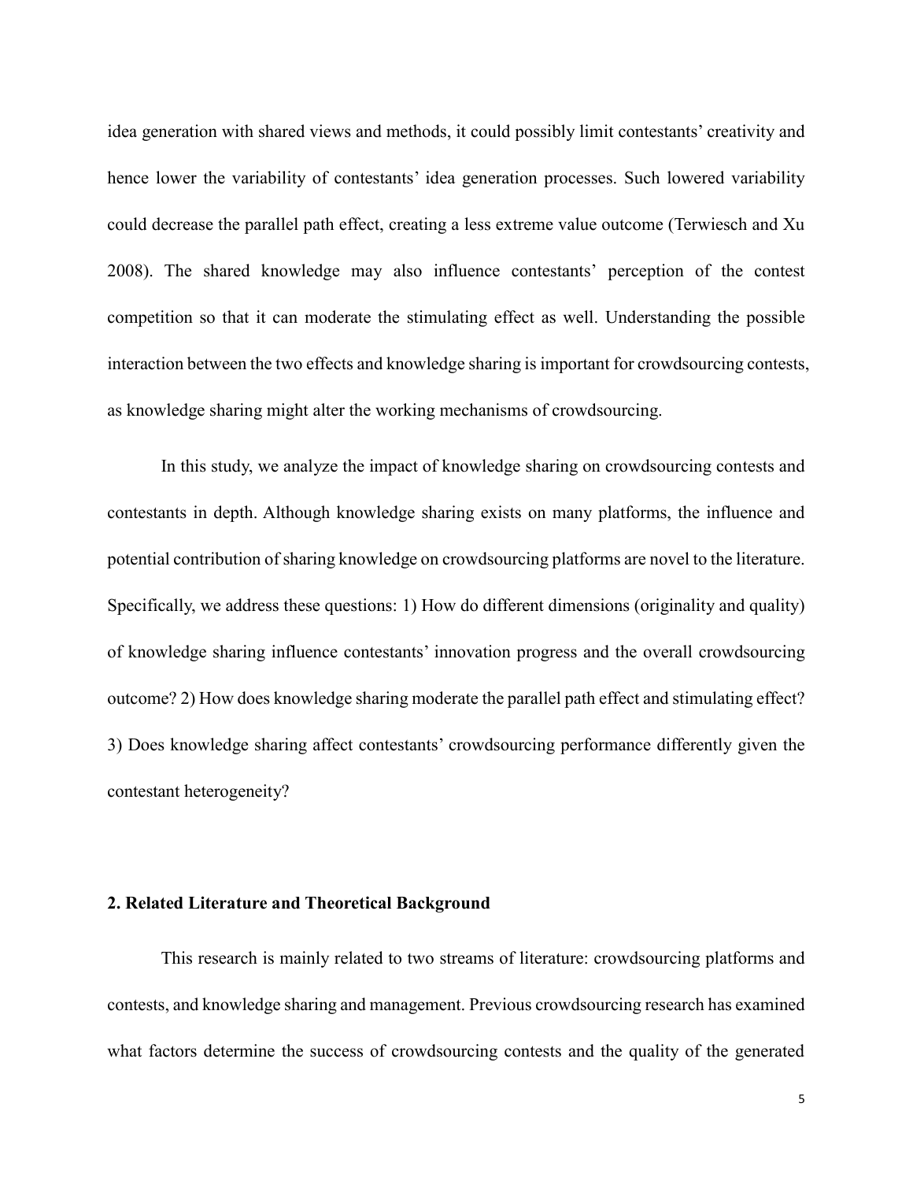idea generation with shared views and methods, it could possibly limit contestants' creativity and hence lower the variability of contestants' idea generation processes. Such lowered variability could decrease the parallel path effect, creating a less extreme value outcome (Terwiesch and Xu 2008). The shared knowledge may also influence contestants' perception of the contest competition so that it can moderate the stimulating effect as well. Understanding the possible interaction between the two effects and knowledge sharing is important for crowdsourcing contests, as knowledge sharing might alter the working mechanisms of crowdsourcing.

In this study, we analyze the impact of knowledge sharing on crowdsourcing contests and contestants in depth. Although knowledge sharing exists on many platforms, the influence and potential contribution of sharing knowledge on crowdsourcing platforms are novel to the literature. Specifically, we address these questions: 1) How do different dimensions (originality and quality) of knowledge sharing influence contestants' innovation progress and the overall crowdsourcing outcome? 2) How does knowledge sharing moderate the parallel path effect and stimulating effect? 3) Does knowledge sharing affect contestants' crowdsourcing performance differently given the contestant heterogeneity?

## 2. Related Literature and Theoretical Background

This research is mainly related to two streams of literature: crowdsourcing platforms and contests, and knowledge sharing and management. Previous crowdsourcing research has examined what factors determine the success of crowdsourcing contests and the quality of the generated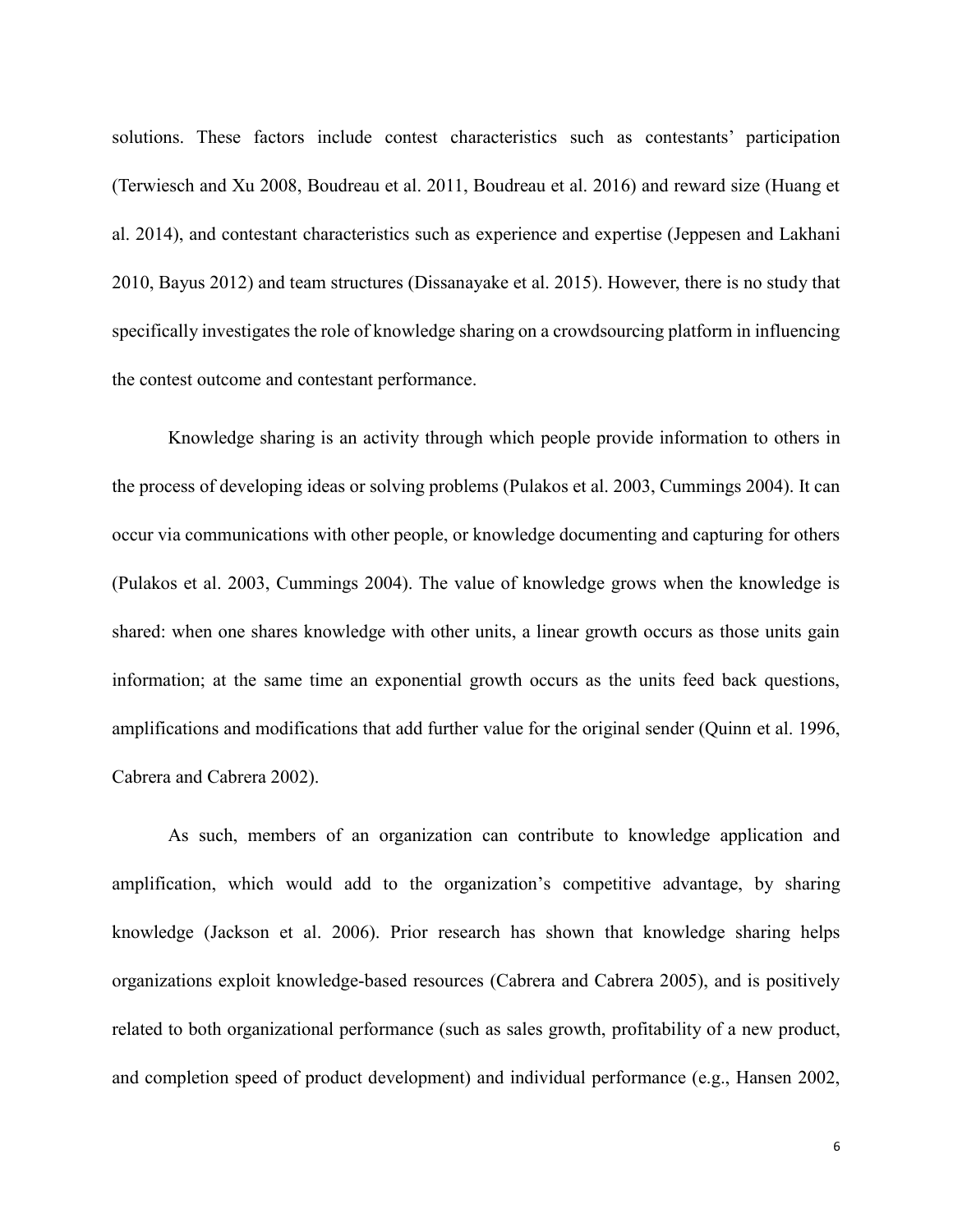solutions. These factors include contest characteristics such as contestants' participation (Terwiesch and Xu 2008, Boudreau et al. 2011, Boudreau et al. 2016) and reward size (Huang et al. 2014), and contestant characteristics such as experience and expertise (Jeppesen and Lakhani 2010, Bayus 2012) and team structures (Dissanayake et al. 2015). However, there is no study that specifically investigates the role of knowledge sharing on a crowdsourcing platform in influencing the contest outcome and contestant performance.

Knowledge sharing is an activity through which people provide information to others in the process of developing ideas or solving problems (Pulakos et al. 2003, Cummings 2004). It can occur via communications with other people, or knowledge documenting and capturing for others (Pulakos et al. 2003, Cummings 2004). The value of knowledge grows when the knowledge is shared: when one shares knowledge with other units, a linear growth occurs as those units gain information; at the same time an exponential growth occurs as the units feed back questions, amplifications and modifications that add further value for the original sender (Quinn et al. 1996, Cabrera and Cabrera 2002).

As such, members of an organization can contribute to knowledge application and amplification, which would add to the organization's competitive advantage, by sharing knowledge (Jackson et al. 2006). Prior research has shown that knowledge sharing helps organizations exploit knowledge-based resources (Cabrera and Cabrera 2005), and is positively related to both organizational performance (such as sales growth, profitability of a new product, and completion speed of product development) and individual performance (e.g., Hansen 2002,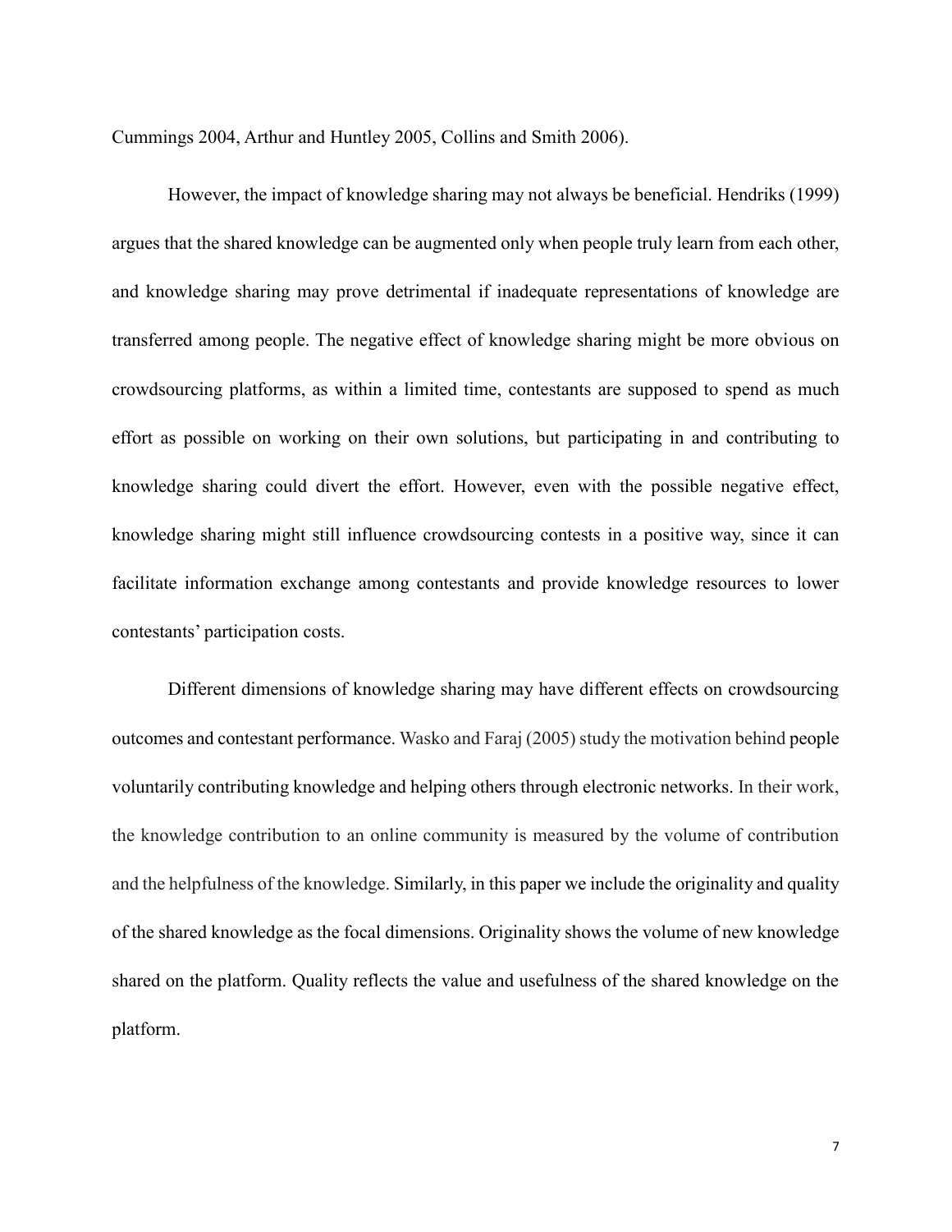Cummings 2004, Arthur and Huntley 2005, Collins and Smith 2006).

However, the impact of knowledge sharing may not always be beneficial. Hendriks (1999) argues that the shared knowledge can be augmented only when people truly learn from each other, and knowledge sharing may prove detrimental if inadequate representations of knowledge are transferred among people. The negative effect of knowledge sharing might be more obvious on crowdsourcing platforms, as within a limited time, contestants are supposed to spend as much effort as possible on working on their own solutions, but participating in and contributing to knowledge sharing could divert the effort. However, even with the possible negative effect, knowledge sharing might still influence crowdsourcing contests in a positive way, since it can facilitate information exchange among contestants and provide knowledge resources to lower contestants' participation costs.

Different dimensions of knowledge sharing may have different effects on crowdsourcing outcomes and contestant performance. Wasko and Faraj (2005) study the motivation behind people voluntarily contributing knowledge and helping others through electronic networks. In their work, the knowledge contribution to an online community is measured by the volume of contribution and the helpfulness of the knowledge. Similarly, in this paper we include the originality and quality of the shared knowledge as the focal dimensions. Originality shows the volume of new knowledge shared on the platform. Quality reflects the value and usefulness of the shared knowledge on the platform.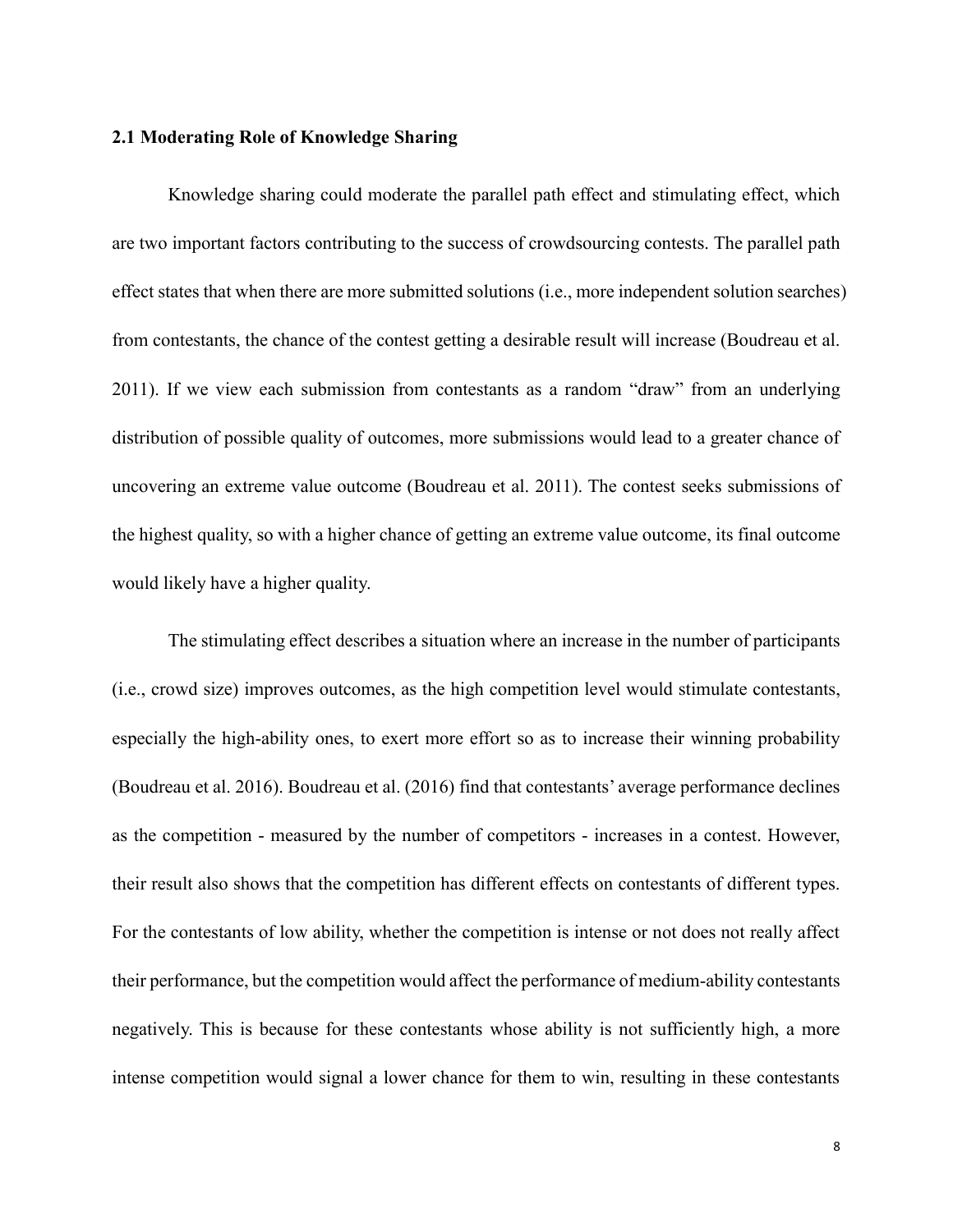### 2.1 Moderating Role of Knowledge Sharing

Knowledge sharing could moderate the parallel path effect and stimulating effect, which are two important factors contributing to the success of crowdsourcing contests. The parallel path effect states that when there are more submitted solutions (i.e., more independent solution searches) from contestants, the chance of the contest getting a desirable result will increase (Boudreau et al. 2011). If we view each submission from contestants as a random "draw" from an underlying distribution of possible quality of outcomes, more submissions would lead to a greater chance of uncovering an extreme value outcome (Boudreau et al. 2011). The contest seeks submissions of the highest quality, so with a higher chance of getting an extreme value outcome, its final outcome would likely have a higher quality.

The stimulating effect describes a situation where an increase in the number of participants (i.e., crowd size) improves outcomes, as the high competition level would stimulate contestants, especially the high-ability ones, to exert more effort so as to increase their winning probability (Boudreau et al. 2016). Boudreau et al. (2016) find that contestants' average performance declines as the competition - measured by the number of competitors - increases in a contest. However, their result also shows that the competition has different effects on contestants of different types. For the contestants of low ability, whether the competition is intense or not does not really affect their performance, but the competition would affect the performance of medium-ability contestants negatively. This is because for these contestants whose ability is not sufficiently high, a more intense competition would signal a lower chance for them to win, resulting in these contestants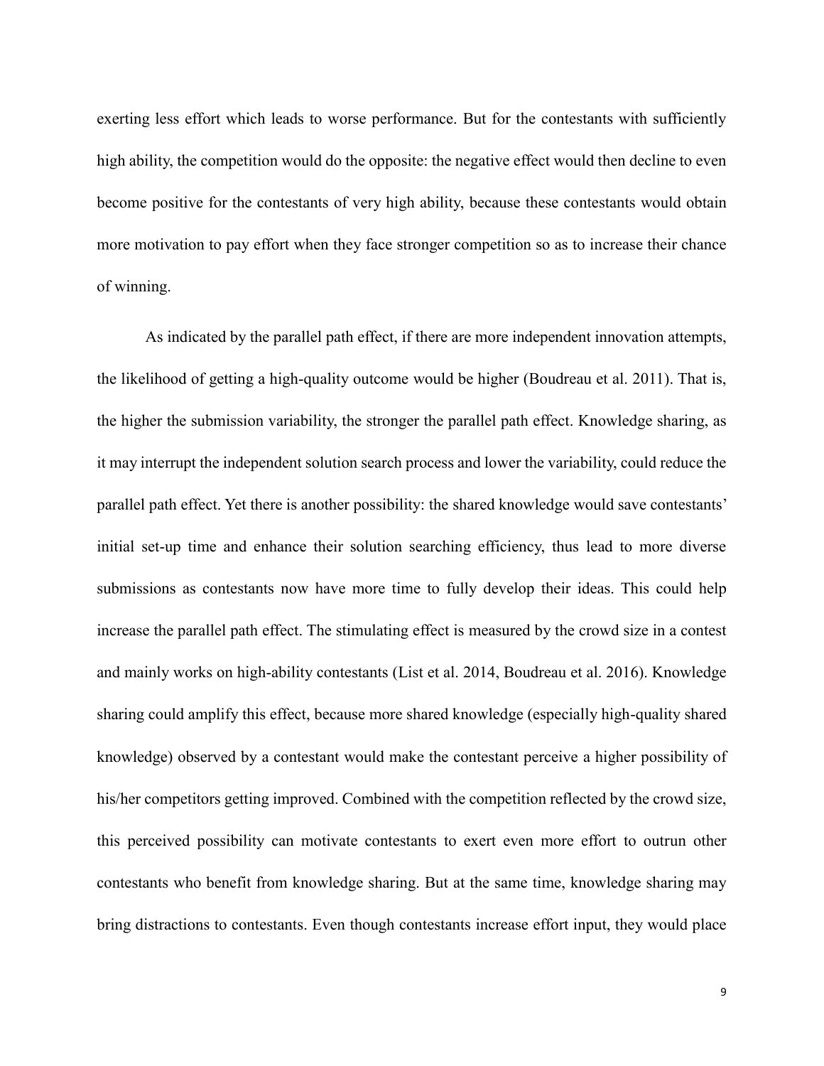exerting less effort which leads to worse performance. But for the contestants with sufficiently high ability, the competition would do the opposite: the negative effect would then decline to even become positive for the contestants of very high ability, because these contestants would obtain more motivation to pay effort when they face stronger competition so as to increase their chance of winning.

As indicated by the parallel path effect, if there are more independent innovation attempts, the likelihood of getting a high-quality outcome would be higher (Boudreau et al. 2011). That is, the higher the submission variability, the stronger the parallel path effect. Knowledge sharing, as it may interrupt the independent solution search process and lower the variability, could reduce the parallel path effect. Yet there is another possibility: the shared knowledge would save contestants' initial set-up time and enhance their solution searching efficiency, thus lead to more diverse submissions as contestants now have more time to fully develop their ideas. This could help increase the parallel path effect. The stimulating effect is measured by the crowd size in a contest and mainly works on high-ability contestants (List et al. 2014, Boudreau et al. 2016). Knowledge sharing could amplify this effect, because more shared knowledge (especially high-quality shared knowledge) observed by a contestant would make the contestant perceive a higher possibility of his/her competitors getting improved. Combined with the competition reflected by the crowd size, this perceived possibility can motivate contestants to exert even more effort to outrun other contestants who benefit from knowledge sharing. But at the same time, knowledge sharing may bring distractions to contestants. Even though contestants increase effort input, they would place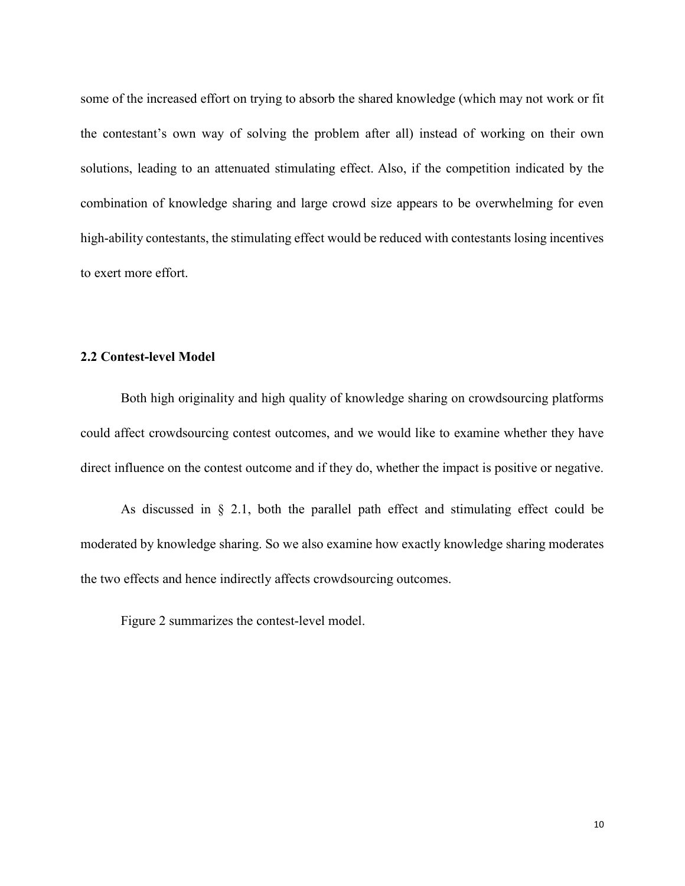some of the increased effort on trying to absorb the shared knowledge (which may not work or fit the contestant's own way of solving the problem after all) instead of working on their own solutions, leading to an attenuated stimulating effect. Also, if the competition indicated by the combination of knowledge sharing and large crowd size appears to be overwhelming for even high-ability contestants, the stimulating effect would be reduced with contestants losing incentives to exert more effort.

### 2.2 Contest-level Model

Both high originality and high quality of knowledge sharing on crowdsourcing platforms could affect crowdsourcing contest outcomes, and we would like to examine whether they have direct influence on the contest outcome and if they do, whether the impact is positive or negative.

As discussed in § 2.1, both the parallel path effect and stimulating effect could be moderated by knowledge sharing. So we also examine how exactly knowledge sharing moderates the two effects and hence indirectly affects crowdsourcing outcomes.

Figure 2 summarizes the contest-level model.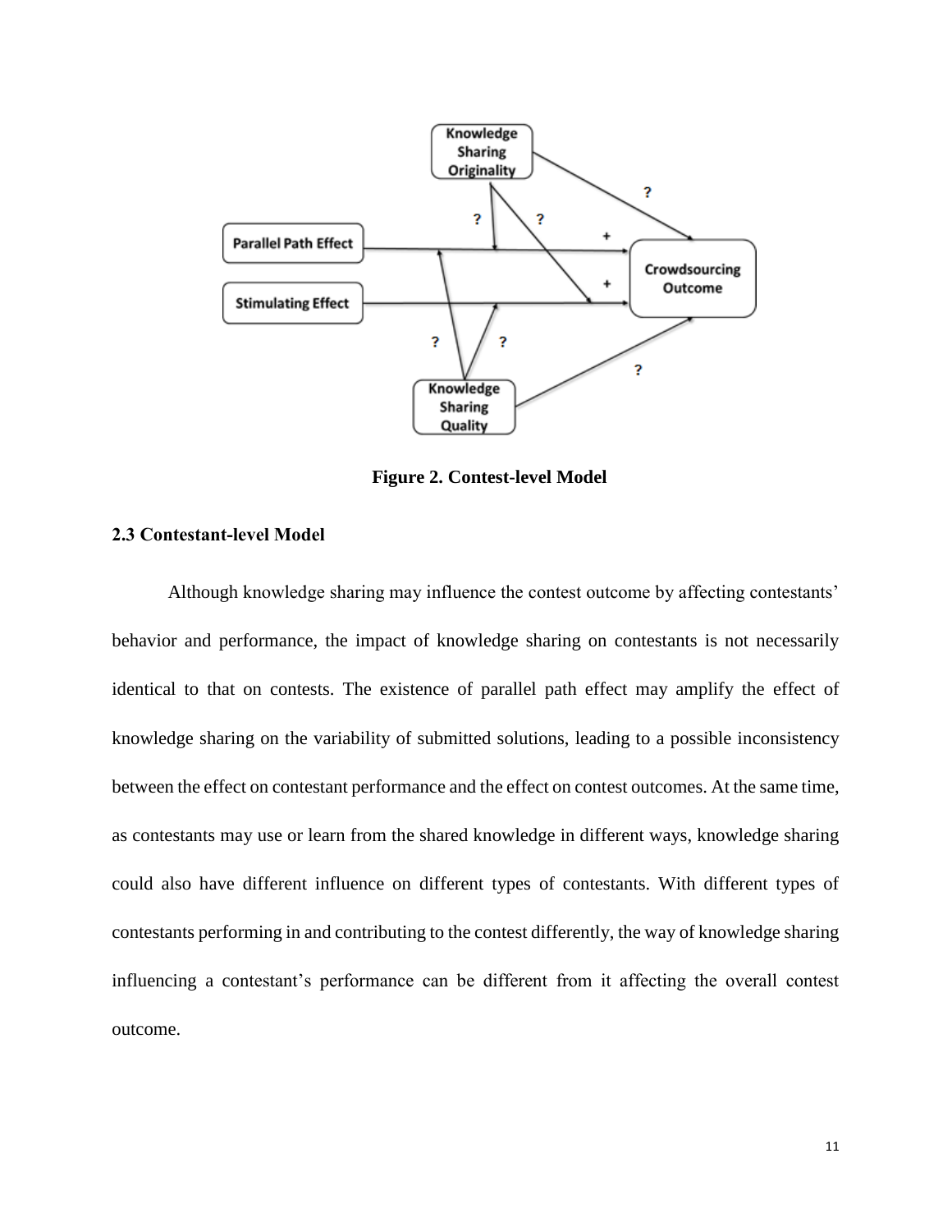**Figure 2. Contest-level Model**

### 2.3 Contestant-level Model

Although knowledge sharing may influence the contest outcome by affecting contestants' behavior and performance, the impact of knowledge sharing on contestants is not necessarily identical to that on contests. The existence of parallel path effect may amplify the effect of knowledge sharing on the variability of submitted solutions, leading to a possible inconsistency between the effect on contestant performance and the effect on contest outcomes. At the same time, as contestants may use or learn from the shared knowledge in different ways, knowledge sharing could also have different influence on different types of contestants. With different types of contestants performing in and contributing to the contest differently, the way of knowledge sharing influencing a contestant's performance can be different from it affecting the overall contest outcome.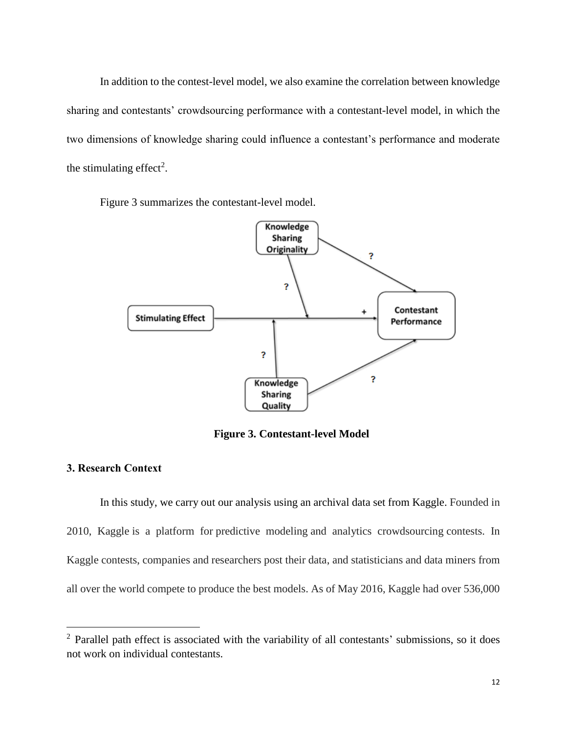In addition to the contest-level model, we also examine the correlation between knowledge sharing and contestants' crowdsourcing performance with a contestant-level model, in which the two dimensions of knowledge sharing could influence a contestant's performance and moderate the stimulating effect[2].

Figure 3 summarizes the contestant-level model.

**Figure 3. Contestant-level Model**

### 3. Research Context

In this study, we carry out our analysis using an archival data set from Kaggle. Founded in 2010, Kaggle is a platform for predictive modeling and analytics crowdsourcing contests. In Kaggle contests, companies and researchers post their data, and statisticians and data miners from all over the world compete to produce the best models. As of May 2016, Kaggle had over 536,000

[2] Parallel path effect is associated with the variability of all contestants' submissions, so it does not work on individual contestants.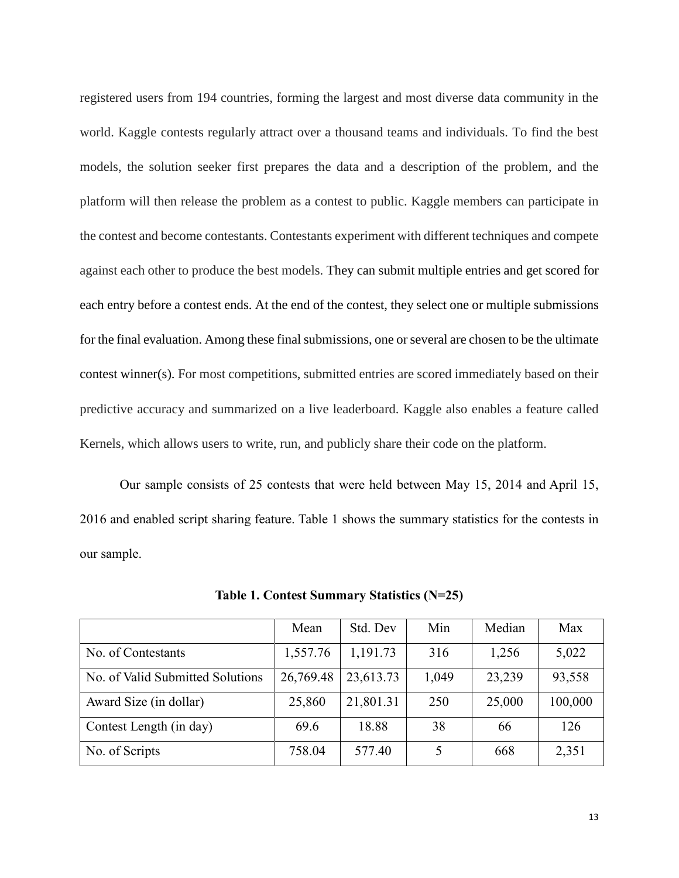registered users from 194 countries, forming the largest and most diverse data community in the world. Kaggle contests regularly attract over a thousand teams and individuals. To find the best models, the solution seeker first prepares the data and a description of the problem, and the platform will then release the problem as a contest to public. Kaggle members can participate in the contest and become contestants. Contestants experiment with different techniques and compete against each other to produce the best models. They can submit multiple entries and get scored for each entry before a contest ends. At the end of the contest, they select one or multiple submissions for the final evaluation. Among these final submissions, one or several are chosen to be the ultimate contest winner(s). For most competitions, submitted entries are scored immediately based on their predictive accuracy and summarized on a live leaderboard. Kaggle also enables a feature called Kernels, which allows users to write, run, and publicly share their code on the platform.

Our sample consists of 25 contests that were held between May 15, 2014 and April 15, 2016 and enabled script sharing feature. Table 1 shows the summary statistics for the contests in our sample.

**Table 1. Contest Summary Statistics (N=25)**

| | Mean | Std. Dev | Min | Median | Max |
|---|---|---|---|---|---|
| No. of Contestants | 1,557.76 | 1,191.73 | 316 | 1,256 | 5,022 |
| No. of Valid Submitted Solutions | 26,769.48 | 23,613.73 | 1,049 | 23,239 | 93,558 |
| Award Size (in dollar) | 25,860 | 21,801.31 | 250 | 25,000 | 100,000 |
| Contest Length (in day) | 69.6 | 18.88 | 38 | 66 | 126 |
| No. of Scripts | 758.04 | 577.40 | 5 | 668 | 2,351 |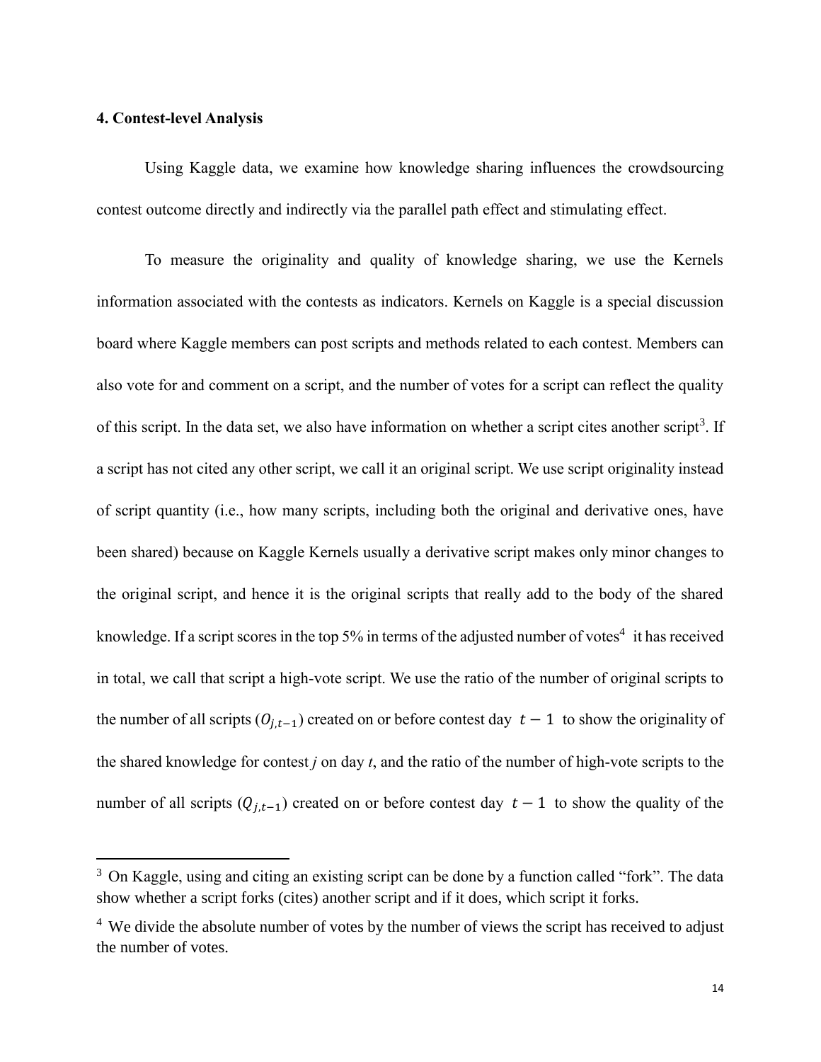**4. Contest-level Analysis**

Using Kaggle data, we examine how knowledge sharing influences the crowdsourcing contest outcome directly and indirectly via the parallel path effect and stimulating effect.

To measure the originality and quality of knowledge sharing, we use the Kernels information associated with the contests as indicators. Kernels on Kaggle is a special discussion board where Kaggle members can post scripts and methods related to each contest. Members can also vote for and comment on a script, and the number of votes for a script can reflect the quality of this script. In the data set, we also have information on whether a script cites another script[3]. If a script has not cited any other script, we call it an original script. We use script originality instead of script quantity (i.e., how many scripts, including both the original and derivative ones, have been shared) because on Kaggle Kernels usually a derivative script makes only minor changes to the original script, and hence it is the original scripts that really add to the body of the shared knowledge. If a script scores in the top 5% in terms of the adjusted number of votes[4] it has received in total, we call that script a high-vote script. We use the ratio of the number of original scripts to the number of all scripts ($O_{j,t-1}$) created on or before contest day $t-1$ to show the originality of the shared knowledge for contest *j* on day *t*, and the ratio of the number of high-vote scripts to the number of all scripts ($Q_{j,t-1}$) created on or before contest day $t-1$ to show the quality of the

[3] On Kaggle, using and citing an existing script can be done by a function called "fork". The data show whether a script forks (cites) another script and if it does, which script it forks.

[4] We divide the absolute number of votes by the number of views the script has received to adjust the number of votes.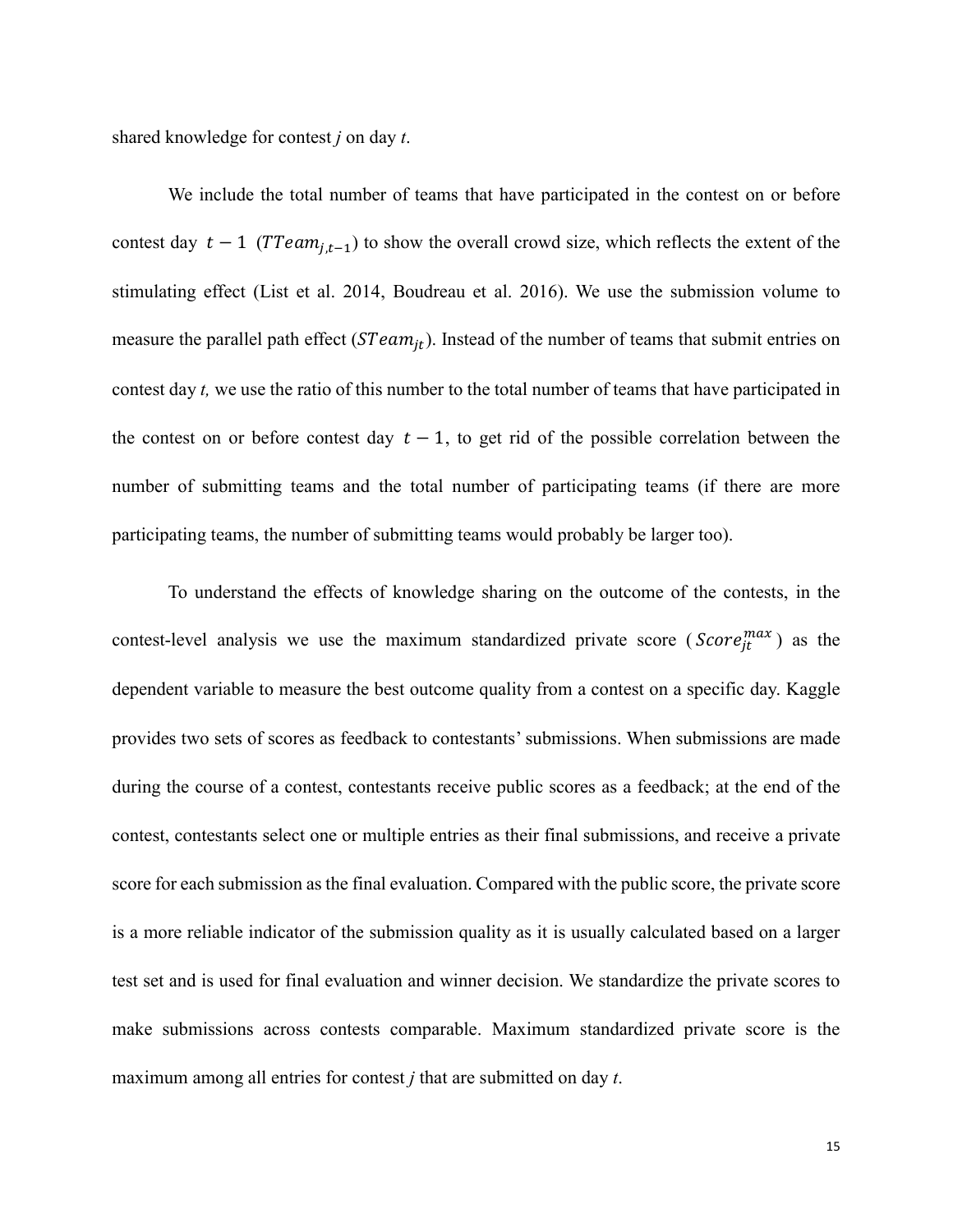shared knowledge for contest *j* on day *t*.

We include the total number of teams that have participated in the contest on or before contest day $t-1$ ($TTeam_{j,t-1}$) to show the overall crowd size, which reflects the extent of the stimulating effect (List et al. 2014, Boudreau et al. 2016). We use the submission volume to measure the parallel path effect ($STeam_{jt}$). Instead of the number of teams that submit entries on contest day *t,* we use the ratio of this number to the total number of teams that have participated in the contest on or before contest day $t-1$, to get rid of the possible correlation between the number of submitting teams and the total number of participating teams (if there are more participating teams, the number of submitting teams would probably be larger too).

To understand the effects of knowledge sharing on the outcome of the contests, in the contest-level analysis we use the maximum standardized private score ($Score_{jt}^{max}$) as the dependent variable to measure the best outcome quality from a contest on a specific day. Kaggle provides two sets of scores as feedback to contestants' submissions. When submissions are made during the course of a contest, contestants receive public scores as a feedback; at the end of the contest, contestants select one or multiple entries as their final submissions, and receive a private score for each submission as the final evaluation. Compared with the public score, the private score is a more reliable indicator of the submission quality as it is usually calculated based on a larger test set and is used for final evaluation and winner decision. We standardize the private scores to make submissions across contests comparable. Maximum standardized private score is the maximum among all entries for contest *j* that are submitted on day *t*.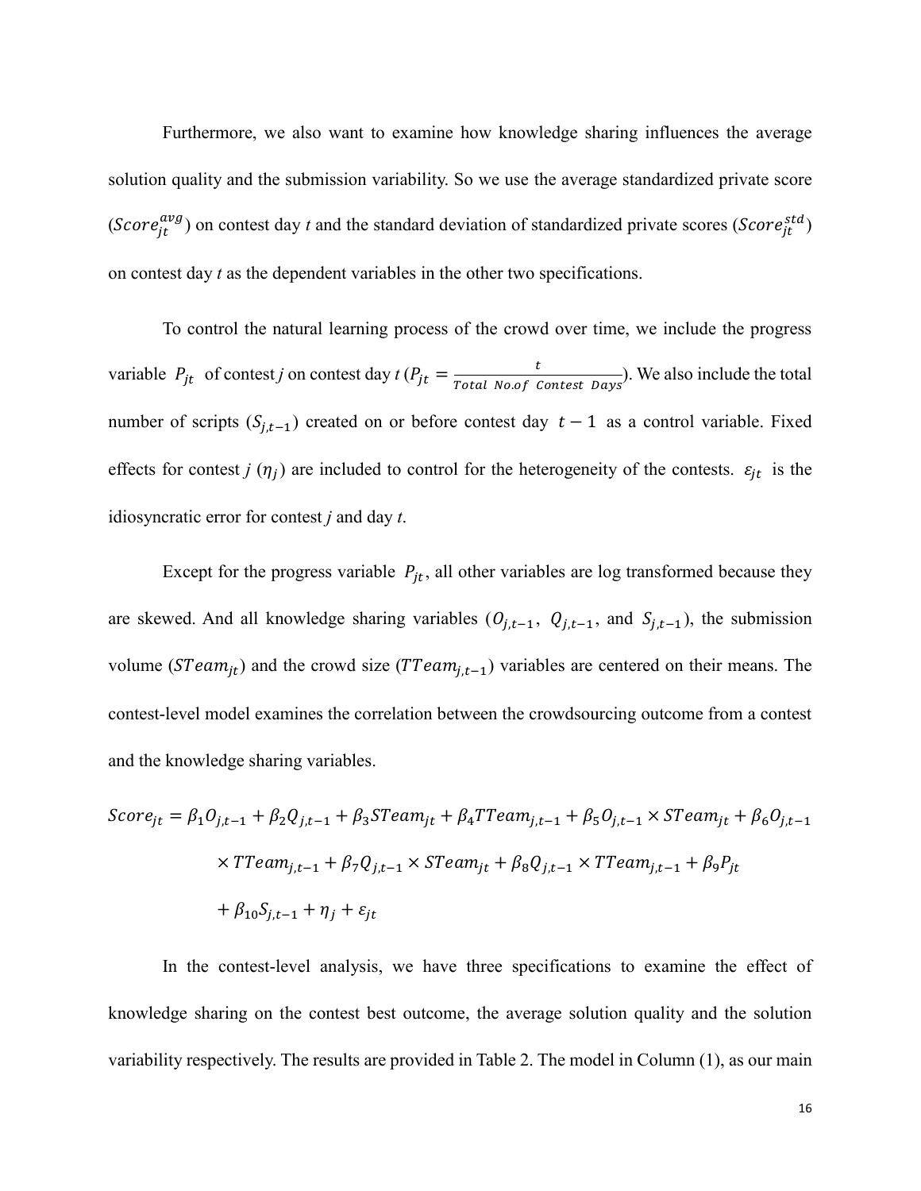Furthermore, we also want to examine how knowledge sharing influences the average solution quality and the submission variability. So we use the average standardized private score ($Score_{jt}^{avg}$) on contest day *t* and the standard deviation of standardized private scores ($Score_{jt}^{std}$) on contest day *t* as the dependent variables in the other two specifications.

To control the natural learning process of the crowd over time, we include the progress variable $P_{jt}$ of contest *j* on contest day *t* ($P_{jt} = \frac{t}{Total\ No.of\ Contest\ Days}$). We also include the total number of scripts ($S_{j,t-1}$) created on or before contest day $t-1$ as a control variable. Fixed effects for contest *j* ($\eta_j$) are included to control for the heterogeneity of the contests. $\varepsilon_{jt}$ is the idiosyncratic error for contest *j* and day *t*.

Except for the progress variable $P_{jt}$, all other variables are log transformed because they are skewed. And all knowledge sharing variables ($O_{j,t-1}$, $Q_{j,t-1}$, and $S_{j,t-1}$), the submission volume ($STeam_{jt}$) and the crowd size ($TTeam_{j,t-1}$) variables are centered on their means. The contest-level model examines the correlation between the crowdsourcing outcome from a contest and the knowledge sharing variables.

$$Score_{jt} = \beta_1 O_{j,t-1} + \beta_2 Q_{j,t-1} + \beta_3 STeam_{jt} + \beta_4 TTeam_{j,t-1} + \beta_5 O_{j,t-1} \times STeam_{jt} + \beta_6 O_{j,t-1} \times TTeam_{j,t-1} + \beta_7 Q_{j,t-1} \times STeam_{jt} + \beta_8 Q_{j,t-1} \times TTeam_{j,t-1} + \beta_9 P_{jt} + \beta_{10} S_{j,t-1} + \eta_j + \varepsilon_{jt}$$

In the contest-level analysis, we have three specifications to examine the effect of knowledge sharing on the contest best outcome, the average solution quality and the solution variability respectively. The results are provided in Table 2. The model in Column (1), as our main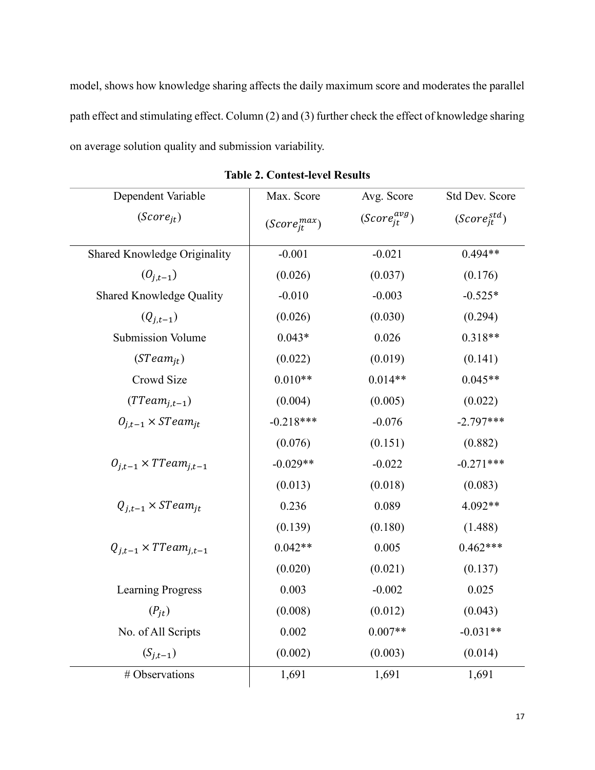model, shows how knowledge sharing affects the daily maximum score and moderates the parallel path effect and stimulating effect. Column (2) and (3) further check the effect of knowledge sharing on average solution quality and submission variability.

**Table 2. Contest-level Results**

| Dependent Variable ($Score_{jt}$) | Max. Score ($Score_{jt}^{max}$) | Avg. Score ($Score_{jt}^{avg}$) | Std Dev. Score ($Score_{jt}^{std}$) |
|---|---|---|---|
| Shared Knowledge Originality | -0.001 | -0.021 | 0.494** |
| ($O_{j,t-1}$) | (0.026) | (0.037) | (0.176) |
| Shared Knowledge Quality | -0.010 | -0.003 | -0.525* |
| ($Q_{j,t-1}$) | (0.026) | (0.030) | (0.294) |
| Submission Volume | 0.043* | 0.026 | 0.318** |
| ($STeam_{jt}$) | (0.022) | (0.019) | (0.141) |
| Crowd Size | 0.010** | 0.014** | 0.045** |
| ($TTeam_{j,t-1}$) | (0.004) | (0.005) | (0.022) |
| $O_{j,t-1} \times STeam_{jt}$ | -0.218*** | -0.076 | -2.797*** |
| | (0.076) | (0.151) | (0.882) |
| $O_{j,t-1} \times TTeam_{j,t-1}$ | -0.029** | -0.022 | -0.271*** |
| | (0.013) | (0.018) | (0.083) |
| $Q_{j,t-1} \times STeam_{jt}$ | 0.236 | 0.089 | 4.092** |
| | (0.139) | (0.180) | (1.488) |
| $Q_{j,t-1} \times TTeam_{j,t-1}$ | 0.042** | 0.005 | 0.462*** |
| | (0.020) | (0.021) | (0.137) |
| Learning Progress | 0.003 | -0.002 | 0.025 |
| ($P_{jt}$) | (0.008) | (0.012) | (0.043) |
| No. of All Scripts | 0.002 | 0.007** | -0.031** |
| ($S_{j,t-1}$) | (0.002) | (0.003) | (0.014) |
| # Observations | 1,691 | 1,691 | 1,691 |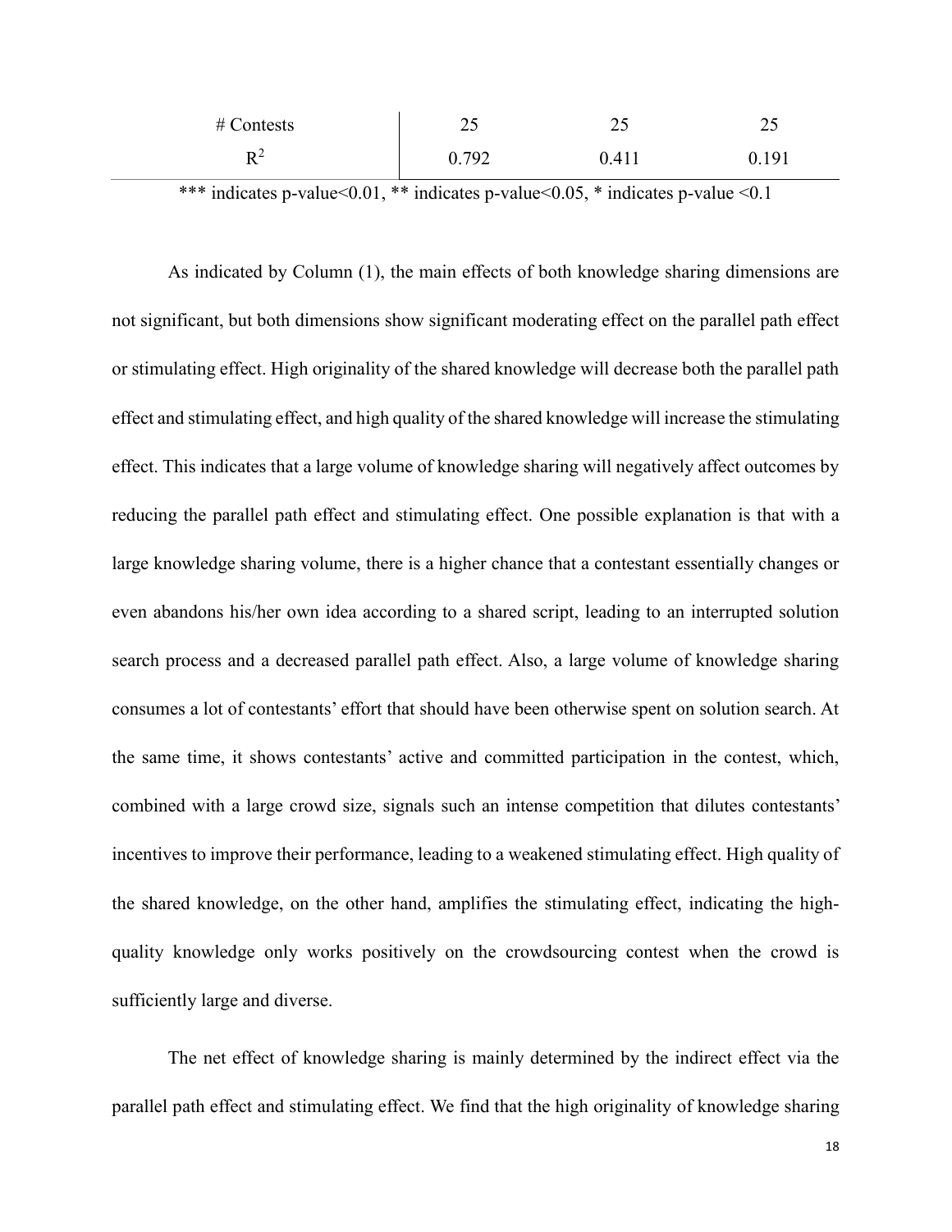| | | | |
|---|---|---|---|
| # Contests | 25 | 25 | 25 |
| $R^2$ | 0.792 | 0.411 | 0.191 |

*** indicates p-value<0.01, ** indicates p-value<0.05, * indicates p-value <0.1

As indicated by Column (1), the main effects of both knowledge sharing dimensions are not significant, but both dimensions show significant moderating effect on the parallel path effect or stimulating effect. High originality of the shared knowledge will decrease both the parallel path effect and stimulating effect, and high quality of the shared knowledge will increase the stimulating effect. This indicates that a large volume of knowledge sharing will negatively affect outcomes by reducing the parallel path effect and stimulating effect. One possible explanation is that with a large knowledge sharing volume, there is a higher chance that a contestant essentially changes or even abandons his/her own idea according to a shared script, leading to an interrupted solution search process and a decreased parallel path effect. Also, a large volume of knowledge sharing consumes a lot of contestants' effort that should have been otherwise spent on solution search. At the same time, it shows contestants' active and committed participation in the contest, which, combined with a large crowd size, signals such an intense competition that dilutes contestants' incentives to improve their performance, leading to a weakened stimulating effect. High quality of the shared knowledge, on the other hand, amplifies the stimulating effect, indicating the high-quality knowledge only works positively on the crowdsourcing contest when the crowd is sufficiently large and diverse.

The net effect of knowledge sharing is mainly determined by the indirect effect via the parallel path effect and stimulating effect. We find that the high originality of knowledge sharing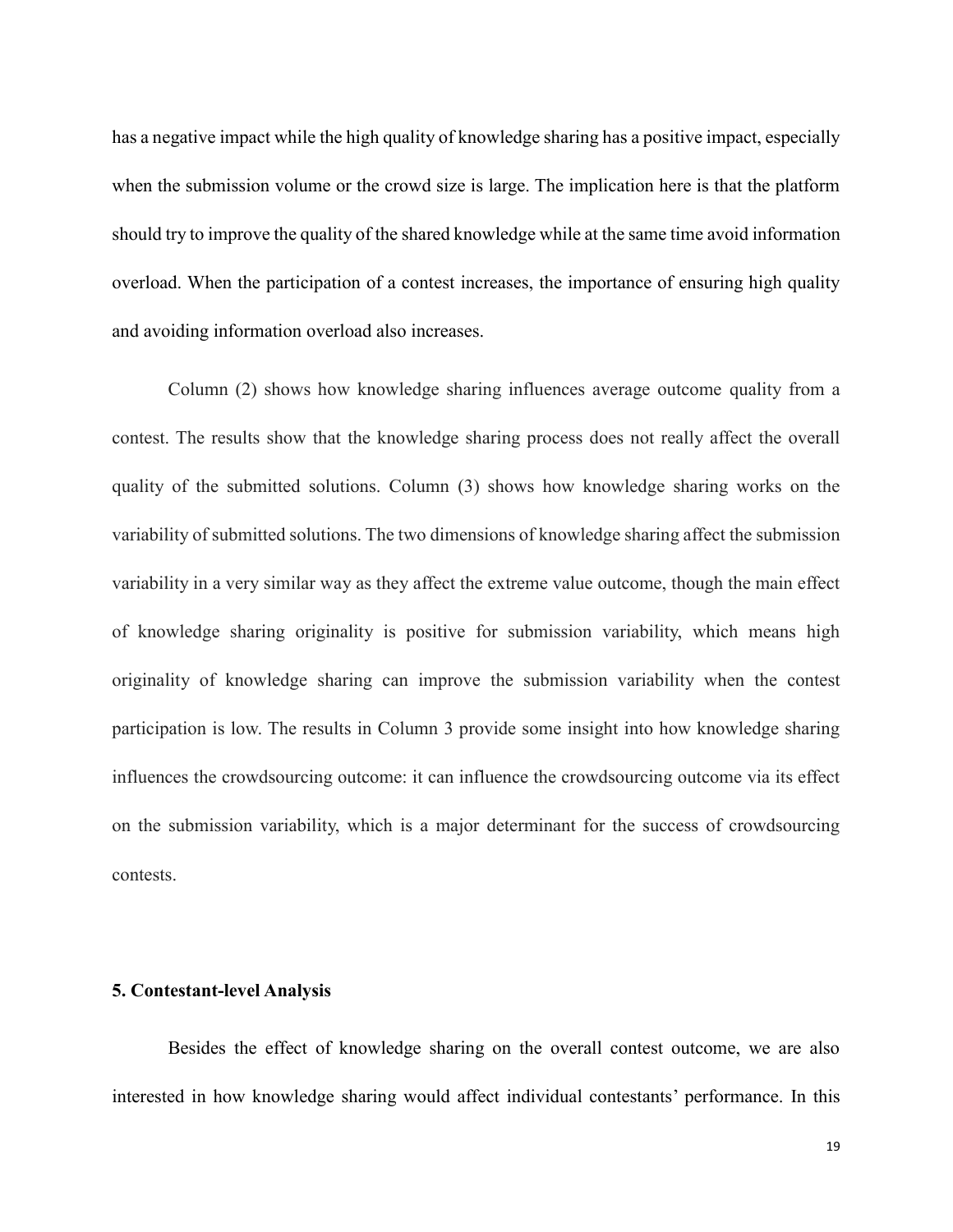has a negative impact while the high quality of knowledge sharing has a positive impact, especially when the submission volume or the crowd size is large. The implication here is that the platform should try to improve the quality of the shared knowledge while at the same time avoid information overload. When the participation of a contest increases, the importance of ensuring high quality and avoiding information overload also increases.

Column (2) shows how knowledge sharing influences average outcome quality from a contest. The results show that the knowledge sharing process does not really affect the overall quality of the submitted solutions. Column (3) shows how knowledge sharing works on the variability of submitted solutions. The two dimensions of knowledge sharing affect the submission variability in a very similar way as they affect the extreme value outcome, though the main effect of knowledge sharing originality is positive for submission variability, which means high originality of knowledge sharing can improve the submission variability when the contest participation is low. The results in Column 3 provide some insight into how knowledge sharing influences the crowdsourcing outcome: it can influence the crowdsourcing outcome via its effect on the submission variability, which is a major determinant for the success of crowdsourcing contests.

## 5. Contestant-level Analysis

Besides the effect of knowledge sharing on the overall contest outcome, we are also interested in how knowledge sharing would affect individual contestants' performance. In this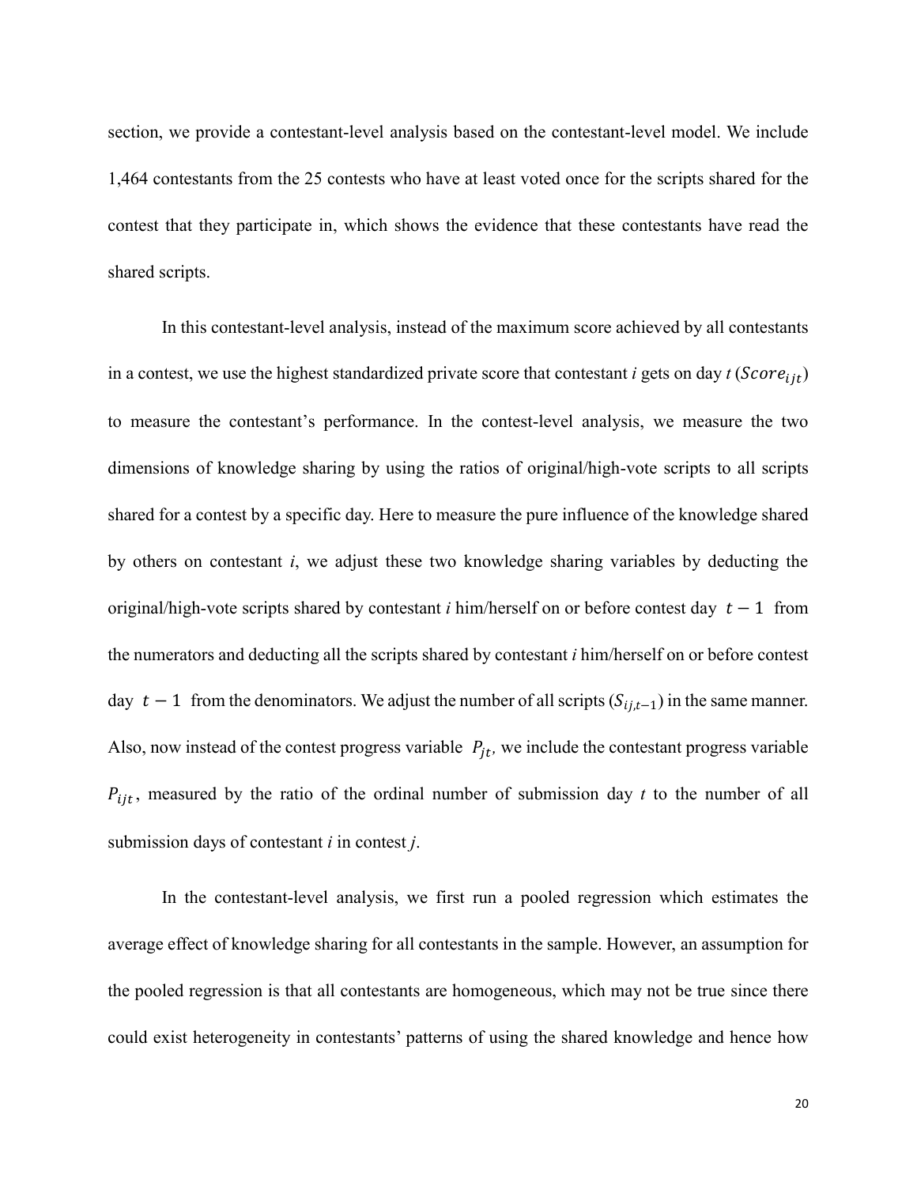section, we provide a contestant-level analysis based on the contestant-level model. We include 1,464 contestants from the 25 contests who have at least voted once for the scripts shared for the contest that they participate in, which shows the evidence that these contestants have read the shared scripts.

In this contestant-level analysis, instead of the maximum score achieved by all contestants in a contest, we use the highest standardized private score that contestant *i* gets on day *t* ($Score_{ijt}$) to measure the contestant's performance. In the contest-level analysis, we measure the two dimensions of knowledge sharing by using the ratios of original/high-vote scripts to all scripts shared for a contest by a specific day. Here to measure the pure influence of the knowledge shared by others on contestant *i*, we adjust these two knowledge sharing variables by deducting the original/high-vote scripts shared by contestant *i* him/herself on or before contest day $t-1$ from the numerators and deducting all the scripts shared by contestant *i* him/herself on or before contest day $t-1$ from the denominators. We adjust the number of all scripts ($S_{ij,t-1}$) in the same manner. Also, now instead of the contest progress variable $P_{jt}$, we include the contestant progress variable $P_{ijt}$, measured by the ratio of the ordinal number of submission day *t* to the number of all submission days of contestant *i* in contest *j*.

In the contestant-level analysis, we first run a pooled regression which estimates the average effect of knowledge sharing for all contestants in the sample. However, an assumption for the pooled regression is that all contestants are homogeneous, which may not be true since there could exist heterogeneity in contestants' patterns of using the shared knowledge and hence how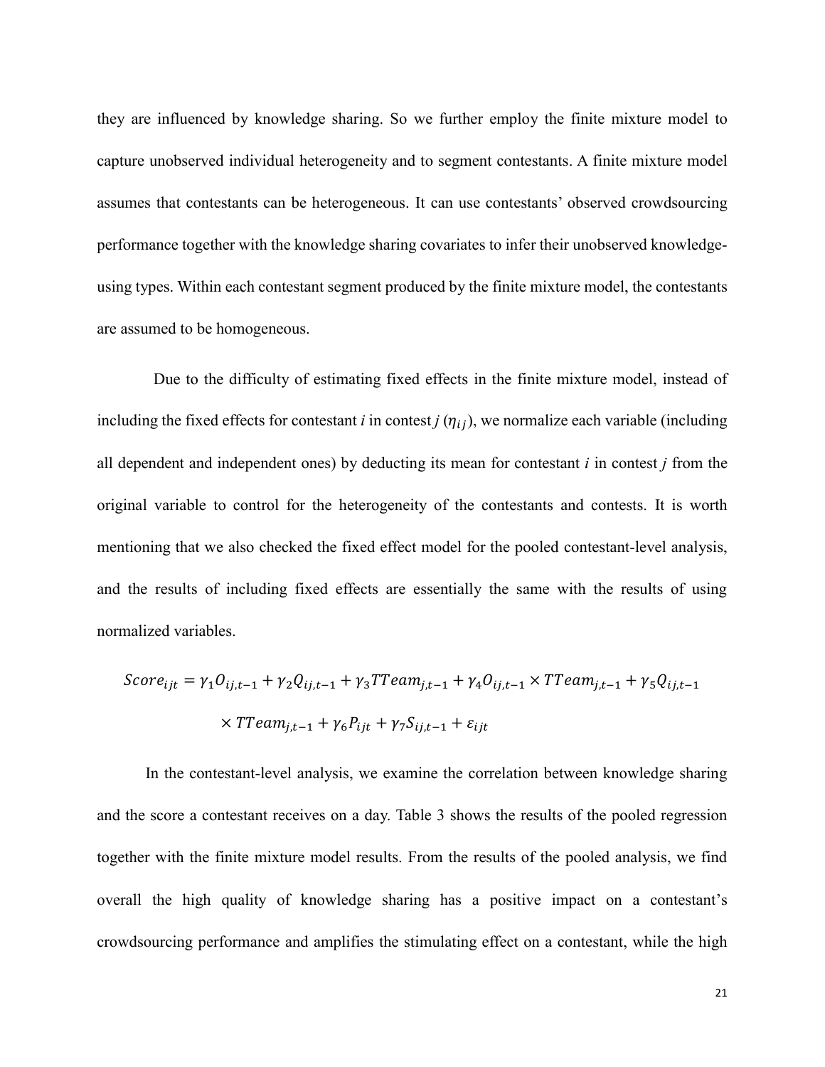they are influenced by knowledge sharing. So we further employ the finite mixture model to capture unobserved individual heterogeneity and to segment contestants. A finite mixture model assumes that contestants can be heterogeneous. It can use contestants' observed crowdsourcing performance together with the knowledge sharing covariates to infer their unobserved knowledge-using types. Within each contestant segment produced by the finite mixture model, the contestants are assumed to be homogeneous.

Due to the difficulty of estimating fixed effects in the finite mixture model, instead of including the fixed effects for contestant *i* in contest *j* ($\eta_{ij}$), we normalize each variable (including all dependent and independent ones) by deducting its mean for contestant *i* in contest *j* from the original variable to control for the heterogeneity of the contestants and contests. It is worth mentioning that we also checked the fixed effect model for the pooled contestant-level analysis, and the results of including fixed effects are essentially the same with the results of using normalized variables.

$$Score_{ijt} = \gamma_1 O_{ij,t-1} + \gamma_2 Q_{ij,t-1} + \gamma_3 TTeam_{j,t-1} + \gamma_4 O_{ij,t-1} \times TTeam_{j,t-1} + \gamma_5 Q_{ij,t-1} \times TTeam_{j,t-1} + \gamma_6 P_{ijt} + \gamma_7 S_{ij,t-1} + \varepsilon_{ijt}$$

In the contestant-level analysis, we examine the correlation between knowledge sharing and the score a contestant receives on a day. Table 3 shows the results of the pooled regression together with the finite mixture model results. From the results of the pooled analysis, we find overall the high quality of knowledge sharing has a positive impact on a contestant's crowdsourcing performance and amplifies the stimulating effect on a contestant, while the high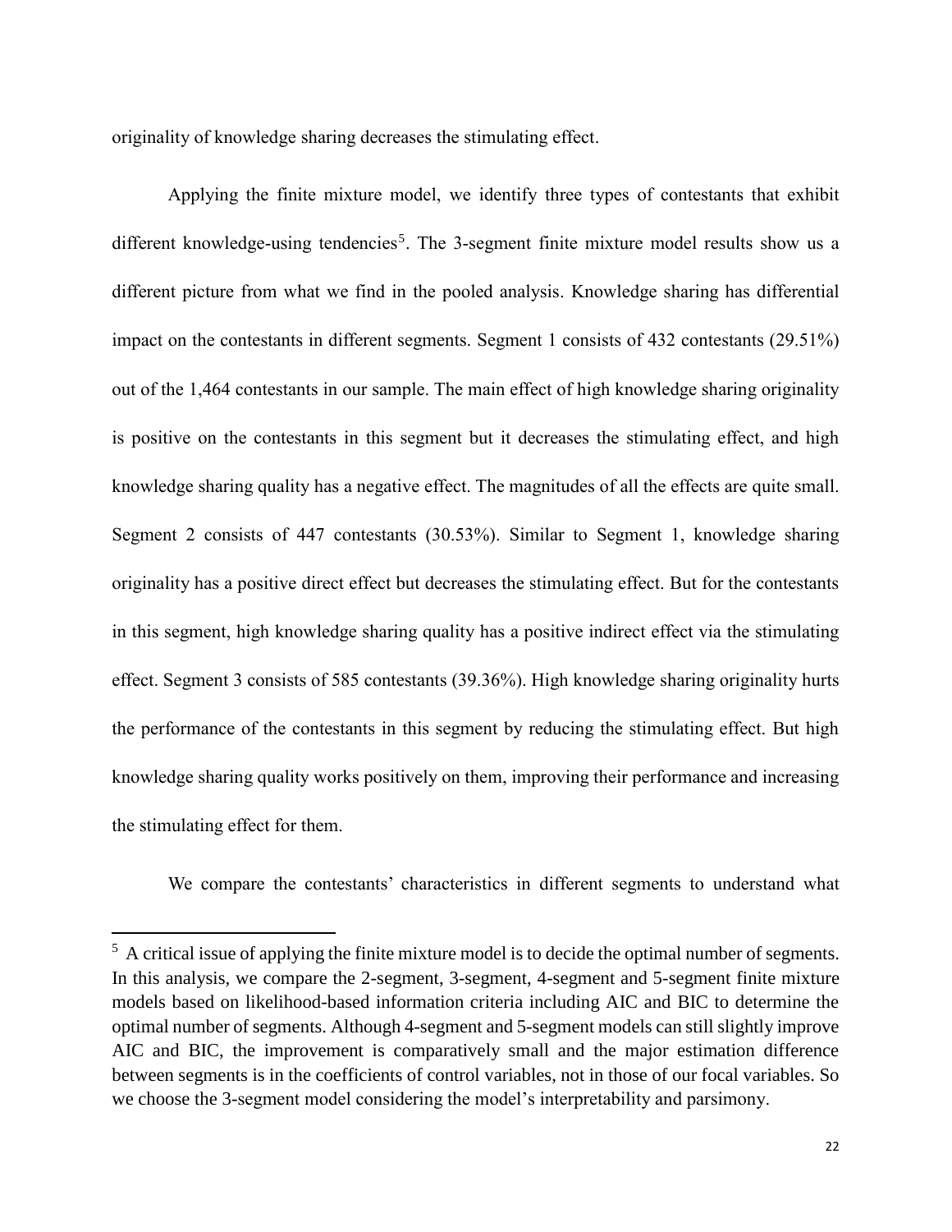originality of knowledge sharing decreases the stimulating effect.

Applying the finite mixture model, we identify three types of contestants that exhibit different knowledge-using tendencies[5]. The 3-segment finite mixture model results show us a different picture from what we find in the pooled analysis. Knowledge sharing has differential impact on the contestants in different segments. Segment 1 consists of 432 contestants (29.51%) out of the 1,464 contestants in our sample. The main effect of high knowledge sharing originality is positive on the contestants in this segment but it decreases the stimulating effect, and high knowledge sharing quality has a negative effect. The magnitudes of all the effects are quite small. Segment 2 consists of 447 contestants (30.53%). Similar to Segment 1, knowledge sharing originality has a positive direct effect but decreases the stimulating effect. But for the contestants in this segment, high knowledge sharing quality has a positive indirect effect via the stimulating effect. Segment 3 consists of 585 contestants (39.36%). High knowledge sharing originality hurts the performance of the contestants in this segment by reducing the stimulating effect. But high knowledge sharing quality works positively on them, improving their performance and increasing the stimulating effect for them.

We compare the contestants' characteristics in different segments to understand what

---

[5] A critical issue of applying the finite mixture model is to decide the optimal number of segments. In this analysis, we compare the 2-segment, 3-segment, 4-segment and 5-segment finite mixture models based on likelihood-based information criteria including AIC and BIC to determine the optimal number of segments. Although 4-segment and 5-segment models can still slightly improve AIC and BIC, the improvement is comparatively small and the major estimation difference between segments is in the coefficients of control variables, not in those of our focal variables. So we choose the 3-segment model considering the model's interpretability and parsimony.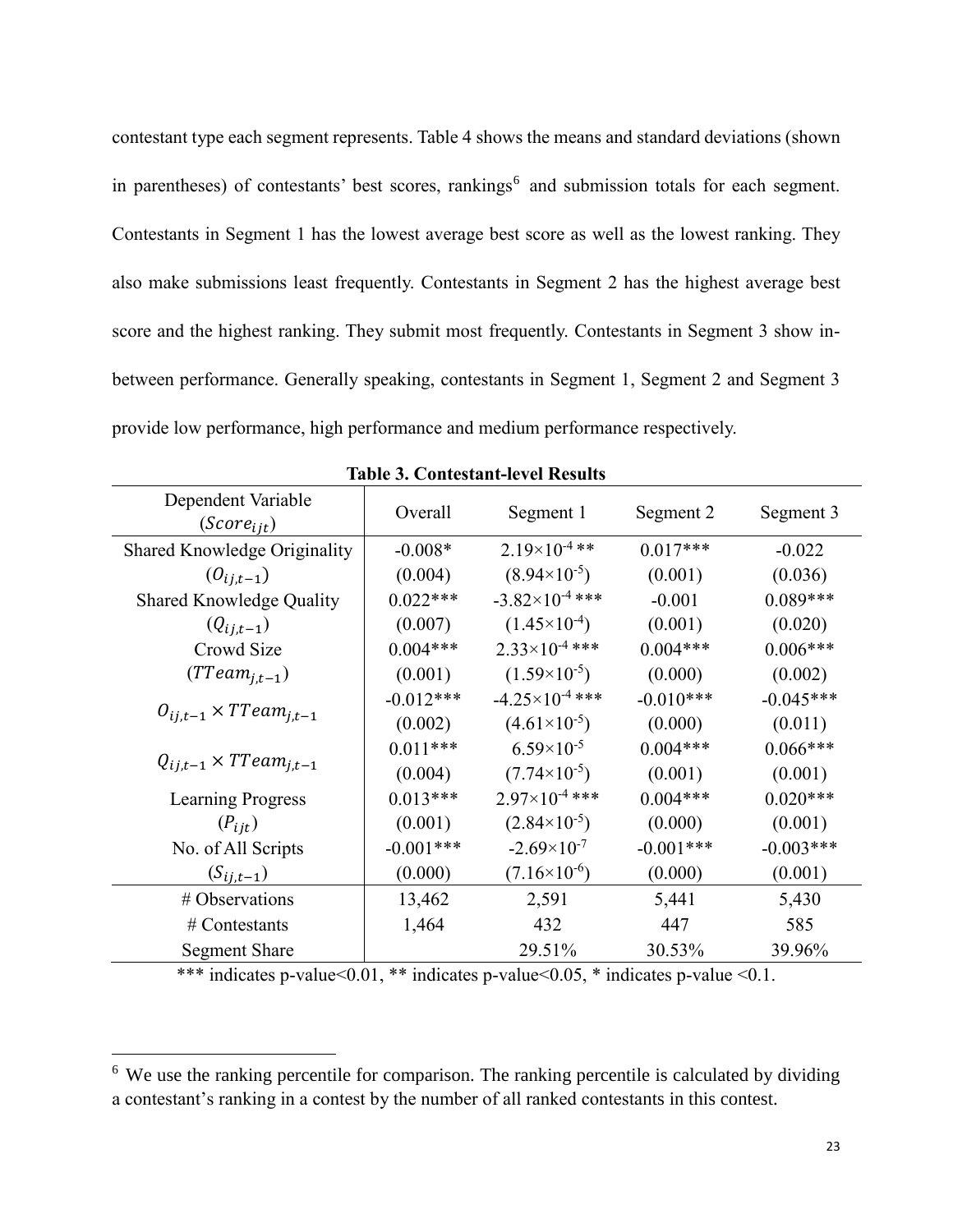contestant type each segment represents. Table 4 shows the means and standard deviations (shown in parentheses) of contestants' best scores, rankings[6] and submission totals for each segment. Contestants in Segment 1 has the lowest average best score as well as the lowest ranking. They also make submissions least frequently. Contestants in Segment 2 has the highest average best score and the highest ranking. They submit most frequently. Contestants in Segment 3 show in-between performance. Generally speaking, contestants in Segment 1, Segment 2 and Segment 3 provide low performance, high performance and medium performance respectively.

**Table 3. Contestant-level Results**

| Dependent Variable ($Score_{ijt}$) | Overall | Segment 1 | Segment 2 | Segment 3 |
|---|---|---|---|---|
| Shared Knowledge Originality | -0.008* | $2.19\times10^{-4}$ ** | 0.017*** | -0.022 |
| ($O_{ij,t-1}$) | (0.004) | ($8.94\times10^{-5}$) | (0.001) | (0.036) |
| Shared Knowledge Quality | 0.022*** | $-3.82\times10^{-4}$ *** | -0.001 | 0.089*** |
| ($Q_{ij,t-1}$) | (0.007) | ($1.45\times10^{-4}$) | (0.001) | (0.020) |
| Crowd Size | 0.004*** | $2.33\times10^{-4}$ *** | 0.004*** | 0.006*** |
| ($TTeam_{j,t-1}$) | (0.001) | ($1.59\times10^{-5}$) | (0.000) | (0.002) |
| $O_{ij,t-1} \times TTeam_{j,t-1}$ | -0.012*** | $-4.25\times10^{-4}$ *** | -0.010*** | -0.045*** |
| | (0.002) | ($4.61\times10^{-5}$) | (0.000) | (0.011) |
| $Q_{ij,t-1} \times TTeam_{j,t-1}$ | 0.011*** | $6.59\times10^{-5}$ | 0.004*** | 0.066*** |
| | (0.004) | ($7.74\times10^{-5}$) | (0.001) | (0.001) |
| Learning Progress | 0.013*** | $2.97\times10^{-4}$ *** | 0.004*** | 0.020*** |
| ($P_{ijt}$) | (0.001) | ($2.84\times10^{-5}$) | (0.000) | (0.001) |
| No. of All Scripts | -0.001*** | $-2.69\times10^{-7}$ | -0.001*** | -0.003*** |
| ($S_{ij,t-1}$) | (0.000) | ($7.16\times10^{-6}$) | (0.000) | (0.001) |
| # Observations | 13,462 | 2,591 | 5,441 | 5,430 |
| # Contestants | 1,464 | 432 | 447 | 585 |
| Segment Share | | 29.51% | 30.53% | 39.96% |

*** indicates p-value<0.01, ** indicates p-value<0.05, * indicates p-value <0.1.

[6] We use the ranking percentile for comparison. The ranking percentile is calculated by dividing a contestant's ranking in a contest by the number of all ranked contestants in this contest.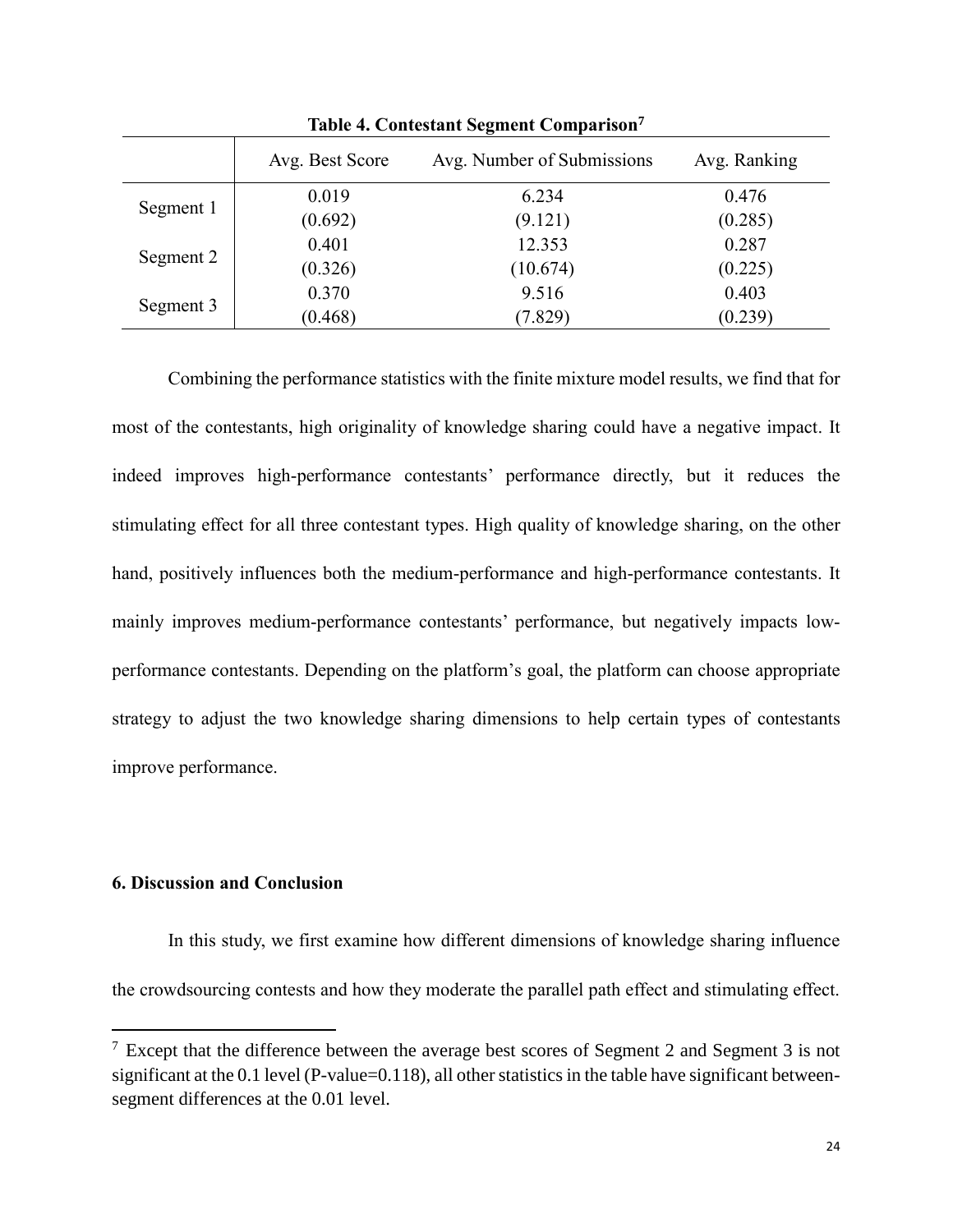**Table 4. Contestant Segment Comparison[7]**

| | Avg. Best Score | Avg. Number of Submissions | Avg. Ranking |
|---|---|---|---|
| Segment 1 | 0.019 | 6.234 | 0.476 |
| | (0.692) | (9.121) | (0.285) |
| Segment 2 | 0.401 | 12.353 | 0.287 |
| | (0.326) | (10.674) | (0.225) |
| Segment 3 | 0.370 | 9.516 | 0.403 |
| | (0.468) | (7.829) | (0.239) |

Combining the performance statistics with the finite mixture model results, we find that for most of the contestants, high originality of knowledge sharing could have a negative impact. It indeed improves high-performance contestants' performance directly, but it reduces the stimulating effect for all three contestant types. High quality of knowledge sharing, on the other hand, positively influences both the medium-performance and high-performance contestants. It mainly improves medium-performance contestants' performance, but negatively impacts low-performance contestants. Depending on the platform's goal, the platform can choose appropriate strategy to adjust the two knowledge sharing dimensions to help certain types of contestants improve performance.

## 6. Discussion and Conclusion

In this study, we first examine how different dimensions of knowledge sharing influence the crowdsourcing contests and how they moderate the parallel path effect and stimulating effect.

[7] Except that the difference between the average best scores of Segment 2 and Segment 3 is not significant at the 0.1 level (P-value=0.118), all other statistics in the table have significant between-segment differences at the 0.01 level.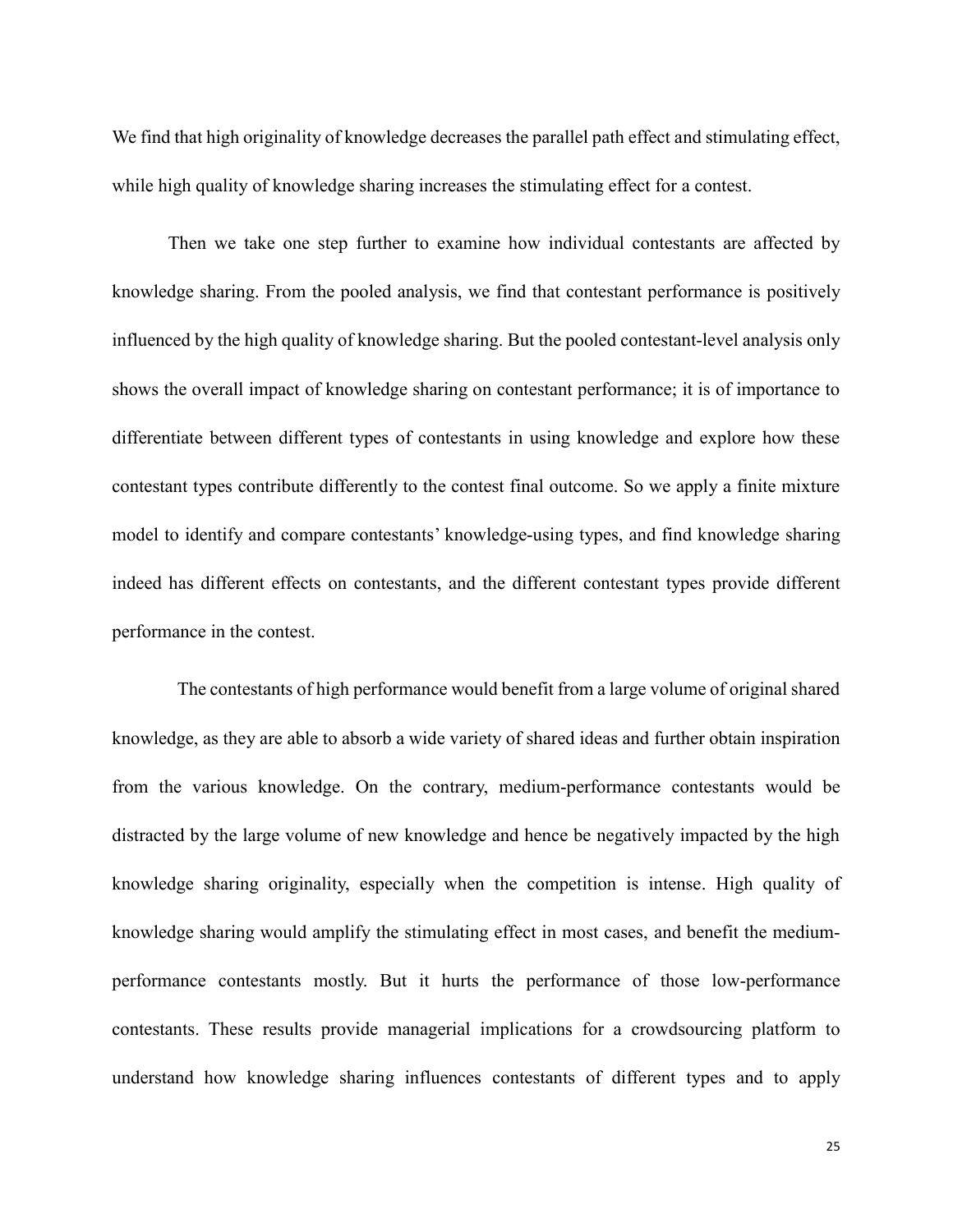We find that high originality of knowledge decreases the parallel path effect and stimulating effect, while high quality of knowledge sharing increases the stimulating effect for a contest.

Then we take one step further to examine how individual contestants are affected by knowledge sharing. From the pooled analysis, we find that contestant performance is positively influenced by the high quality of knowledge sharing. But the pooled contestant-level analysis only shows the overall impact of knowledge sharing on contestant performance; it is of importance to differentiate between different types of contestants in using knowledge and explore how these contestant types contribute differently to the contest final outcome. So we apply a finite mixture model to identify and compare contestants' knowledge-using types, and find knowledge sharing indeed has different effects on contestants, and the different contestant types provide different performance in the contest.

The contestants of high performance would benefit from a large volume of original shared knowledge, as they are able to absorb a wide variety of shared ideas and further obtain inspiration from the various knowledge. On the contrary, medium-performance contestants would be distracted by the large volume of new knowledge and hence be negatively impacted by the high knowledge sharing originality, especially when the competition is intense. High quality of knowledge sharing would amplify the stimulating effect in most cases, and benefit the medium-performance contestants mostly. But it hurts the performance of those low-performance contestants. These results provide managerial implications for a crowdsourcing platform to understand how knowledge sharing influences contestants of different types and to apply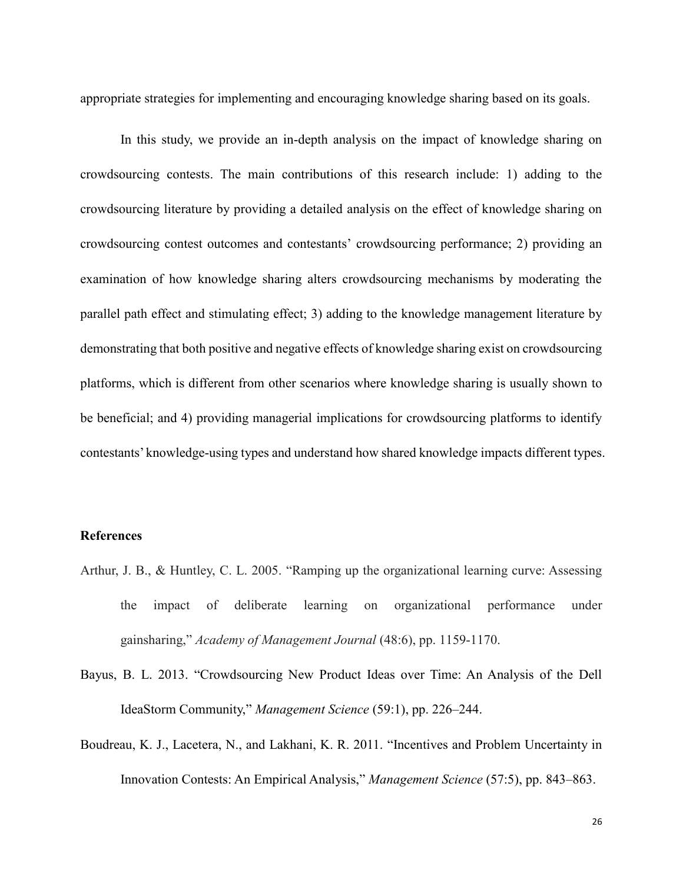appropriate strategies for implementing and encouraging knowledge sharing based on its goals.

In this study, we provide an in-depth analysis on the impact of knowledge sharing on crowdsourcing contests. The main contributions of this research include: 1) adding to the crowdsourcing literature by providing a detailed analysis on the effect of knowledge sharing on crowdsourcing contest outcomes and contestants' crowdsourcing performance; 2) providing an examination of how knowledge sharing alters crowdsourcing mechanisms by moderating the parallel path effect and stimulating effect; 3) adding to the knowledge management literature by demonstrating that both positive and negative effects of knowledge sharing exist on crowdsourcing platforms, which is different from other scenarios where knowledge sharing is usually shown to be beneficial; and 4) providing managerial implications for crowdsourcing platforms to identify contestants' knowledge-using types and understand how shared knowledge impacts different types.

## References

Arthur, J. B., & Huntley, C. L. 2005. "Ramping up the organizational learning curve: Assessing the impact of deliberate learning on organizational performance under gainsharing," *Academy of Management Journal* (48:6), pp. 1159-1170.

Bayus, B. L. 2013. "Crowdsourcing New Product Ideas over Time: An Analysis of the Dell IdeaStorm Community," *Management Science* (59:1), pp. 226–244.

Boudreau, K. J., Lacetera, N., and Lakhani, K. R. 2011. "Incentives and Problem Uncertainty in Innovation Contests: An Empirical Analysis," *Management Science* (57:5), pp. 843–863.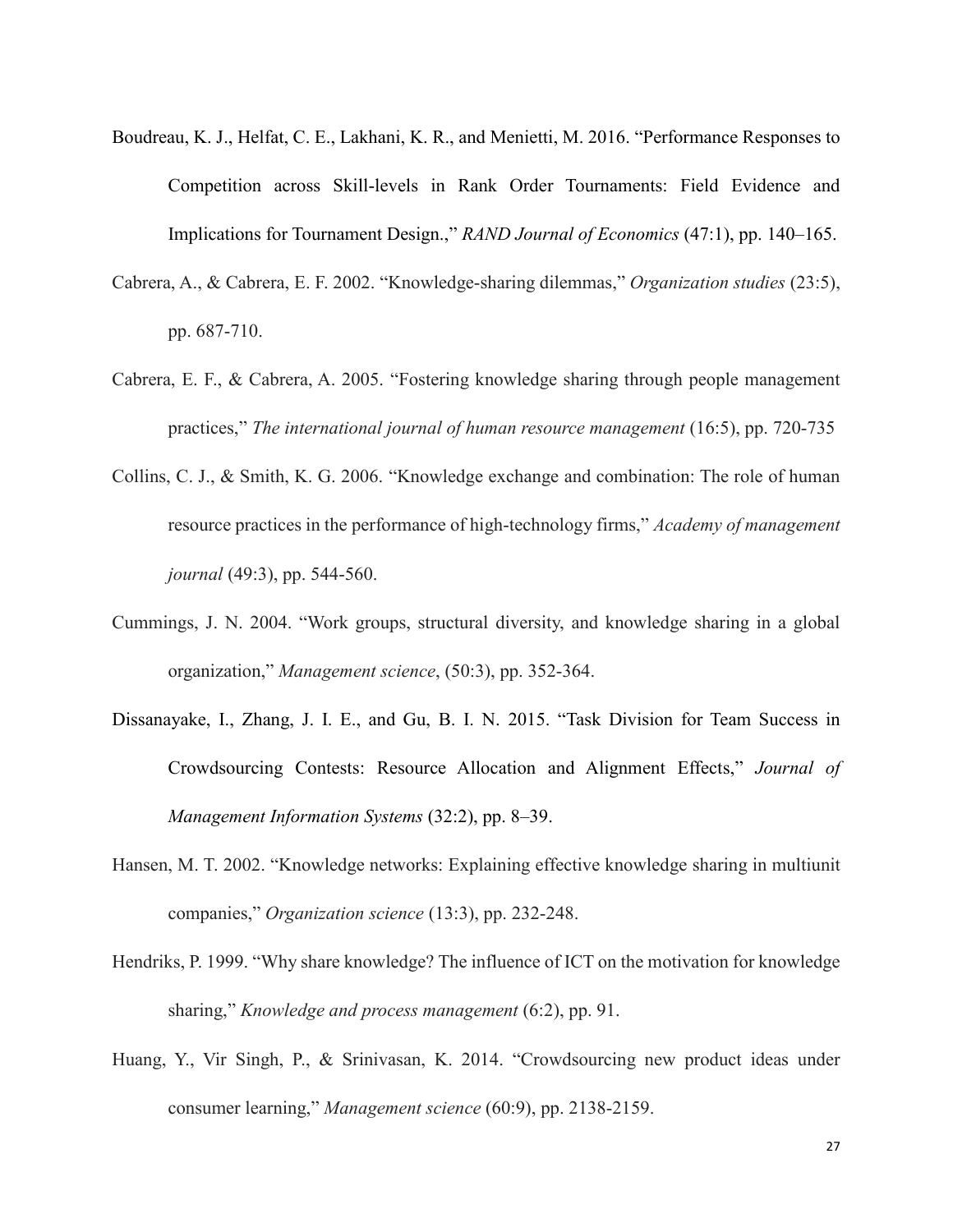Boudreau, K. J., Helfat, C. E., Lakhani, K. R., and Menietti, M. 2016. "Performance Responses to Competition across Skill-levels in Rank Order Tournaments: Field Evidence and Implications for Tournament Design.," *RAND Journal of Economics* (47:1), pp. 140–165.

Cabrera, A., & Cabrera, E. F. 2002. "Knowledge-sharing dilemmas," *Organization studies* (23:5), pp. 687-710.

Cabrera, E. F., & Cabrera, A. 2005. "Fostering knowledge sharing through people management practices," *The international journal of human resource management* (16:5), pp. 720-735

Collins, C. J., & Smith, K. G. 2006. "Knowledge exchange and combination: The role of human resource practices in the performance of high-technology firms," *Academy of management journal* (49:3), pp. 544-560.

Cummings, J. N. 2004. "Work groups, structural diversity, and knowledge sharing in a global organization," *Management science*, (50:3), pp. 352-364.

Dissanayake, I., Zhang, J. I. E., and Gu, B. I. N. 2015. "Task Division for Team Success in Crowdsourcing Contests: Resource Allocation and Alignment Effects," *Journal of Management Information Systems* (32:2), pp. 8–39.

Hansen, M. T. 2002. "Knowledge networks: Explaining effective knowledge sharing in multiunit companies," *Organization science* (13:3), pp. 232-248.

Hendriks, P. 1999. "Why share knowledge? The influence of ICT on the motivation for knowledge sharing," *Knowledge and process management* (6:2), pp. 91.

Huang, Y., Vir Singh, P., & Srinivasan, K. 2014. "Crowdsourcing new product ideas under consumer learning," *Management science* (60:9), pp. 2138-2159.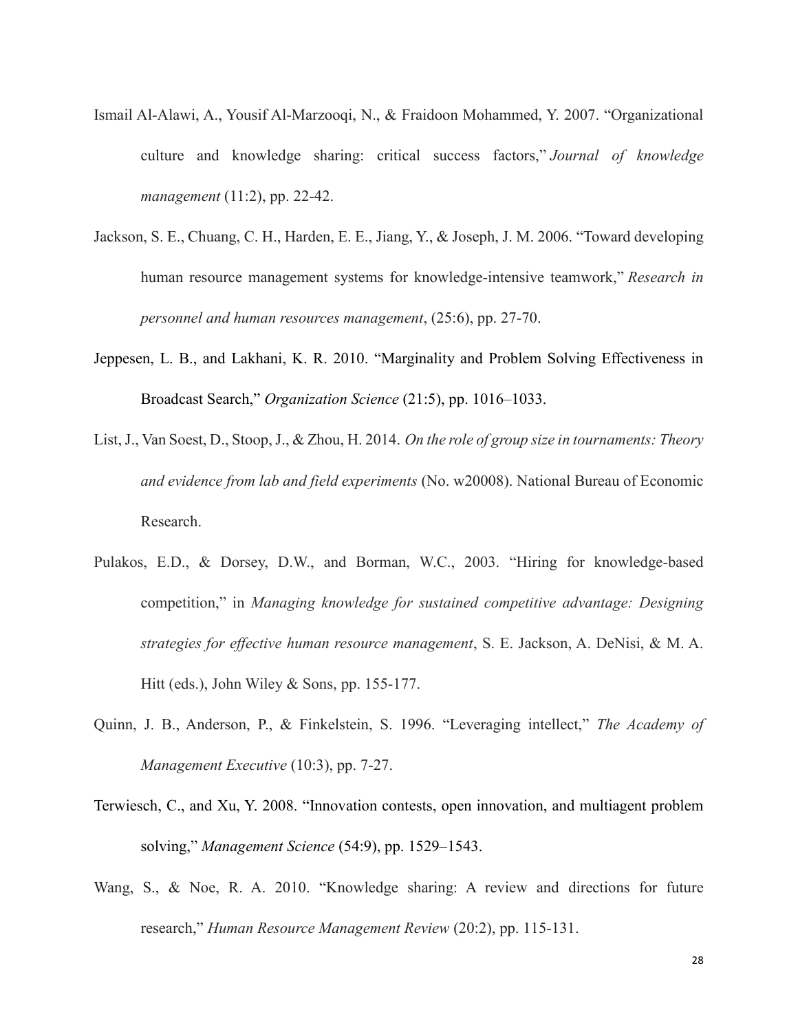Ismail Al-Alawi, A., Yousif Al-Marzooqi, N., & Fraidoon Mohammed, Y. 2007. "Organizational culture and knowledge sharing: critical success factors," *Journal of knowledge management* (11:2), pp. 22-42.

Jackson, S. E., Chuang, C. H., Harden, E. E., Jiang, Y., & Joseph, J. M. 2006. "Toward developing human resource management systems for knowledge-intensive teamwork," *Research in personnel and human resources management*, (25:6), pp. 27-70.

Jeppesen, L. B., and Lakhani, K. R. 2010. "Marginality and Problem Solving Effectiveness in Broadcast Search," *Organization Science* (21:5), pp. 1016–1033.

List, J., Van Soest, D., Stoop, J., & Zhou, H. 2014. *On the role of group size in tournaments: Theory and evidence from lab and field experiments* (No. w20008). National Bureau of Economic Research.

Pulakos, E.D., & Dorsey, D.W., and Borman, W.C., 2003. "Hiring for knowledge-based competition," in *Managing knowledge for sustained competitive advantage: Designing strategies for effective human resource management*, S. E. Jackson, A. DeNisi, & M. A. Hitt (eds.), John Wiley & Sons, pp. 155-177.

Quinn, J. B., Anderson, P., & Finkelstein, S. 1996. "Leveraging intellect," *The Academy of Management Executive* (10:3), pp. 7-27.

Terwiesch, C., and Xu, Y. 2008. "Innovation contests, open innovation, and multiagent problem solving," *Management Science* (54:9), pp. 1529–1543.

Wang, S., & Noe, R. A. 2010. "Knowledge sharing: A review and directions for future research," *Human Resource Management Review* (20:2), pp. 115-131.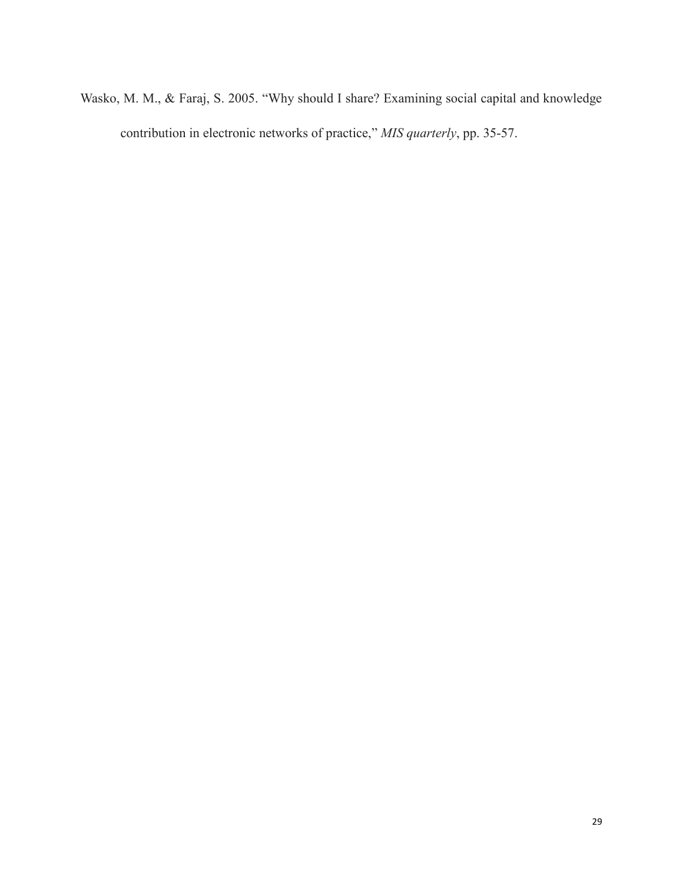Wasko, M. M., & Faraj, S. 2005. "Why should I share? Examining social capital and knowledge contribution in electronic networks of practice," *MIS quarterly*, pp. 35-57.